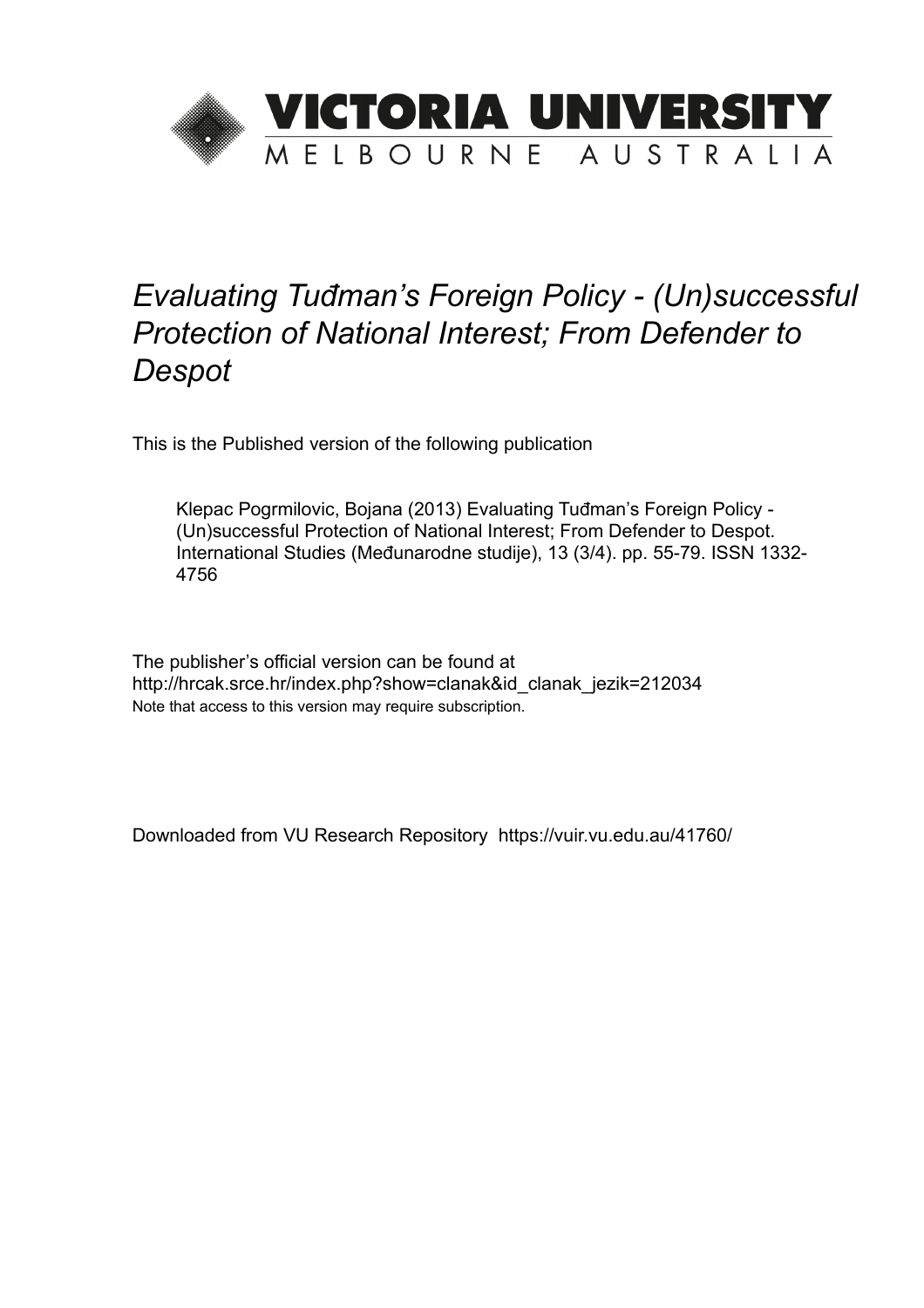# VICTORIA UNIVERSITY
MELBOURNE AUSTRALIA

*Evaluating Tuđman's Foreign Policy - (Un)successful Protection of National Interest; From Defender to Despot*

This is the Published version of the following publication

Klepac Pogrmilovic, Bojana (2013) Evaluating Tuđman's Foreign Policy - (Un)successful Protection of National Interest; From Defender to Despot. International Studies (Međunarodne studije), 13 (3/4). pp. 55-79. ISSN 1332-4756

The publisher's official version can be found at
http://hrcak.srce.hr/index.php?show=clanak&id_clanak_jezik=212034
Note that access to this version may require subscription.

Downloaded from VU Research Repository https://vuir.vu.edu.au/41760/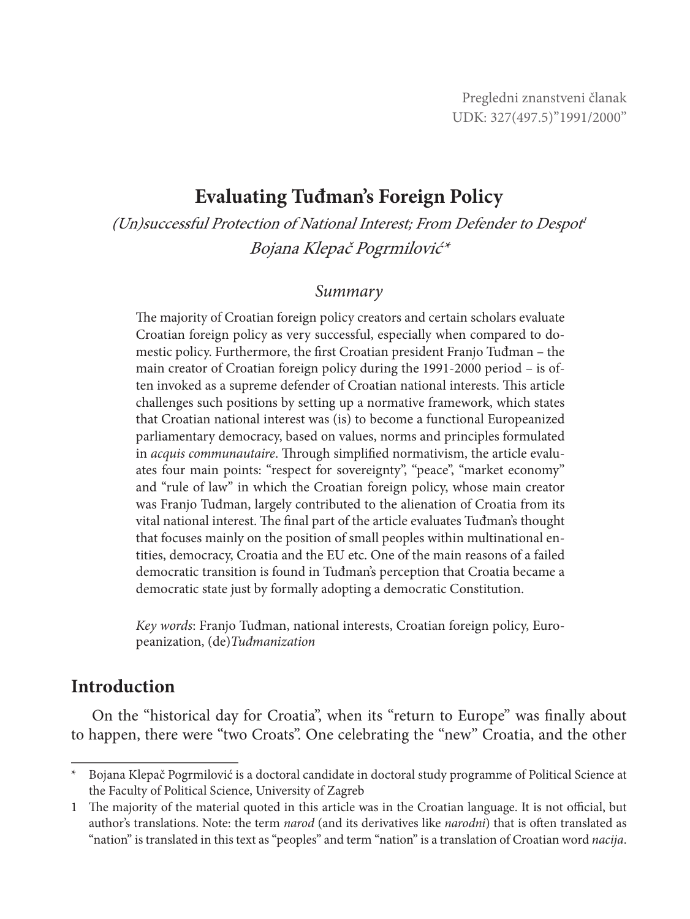Pregledni znanstveni članak
UDK: 327(497.5)"1991/2000"

# Evaluating Tuđman's Foreign Policy

*(Un)successful Protection of National Interest; From Defender to Despot*[1]

*Bojana Klepač Pogrmilović*\*

*Summary*

The majority of Croatian foreign policy creators and certain scholars evaluate Croatian foreign policy as very successful, especially when compared to domestic policy. Furthermore, the first Croatian president Franjo Tuđman – the main creator of Croatian foreign policy during the 1991-2000 period – is often invoked as a supreme defender of Croatian national interests. This article challenges such positions by setting up a normative framework, which states that Croatian national interest was (is) to become a functional Europeanized parliamentary democracy, based on values, norms and principles formulated in *acquis communautaire*. Through simplified normativism, the article evaluates four main points: "respect for sovereignty", "peace", "market economy" and "rule of law" in which the Croatian foreign policy, whose main creator was Franjo Tuđman, largely contributed to the alienation of Croatia from its vital national interest. The final part of the article evaluates Tuđman's thought that focuses mainly on the position of small peoples within multinational entities, democracy, Croatia and the EU etc. One of the main reasons of a failed democratic transition is found in Tuđman's perception that Croatia became a democratic state just by formally adopting a democratic Constitution.

*Key words*: Franjo Tuđman, national interests, Croatian foreign policy, Europeanization, (de)*Tuđmanization*

## Introduction

On the "historical day for Croatia", when its "return to Europe" was finally about to happen, there were "two Croats". One celebrating the "new" Croatia, and the other

---

\* Bojana Klepač Pogrmilović is a doctoral candidate in doctoral study programme of Political Science at the Faculty of Political Science, University of Zagreb

1 The majority of the material quoted in this article was in the Croatian language. It is not official, but author's translations. Note: the term *narod* (and its derivatives like *narodni*) that is often translated as "nation" is translated in this text as "peoples" and term "nation" is a translation of Croatian word *nacija*.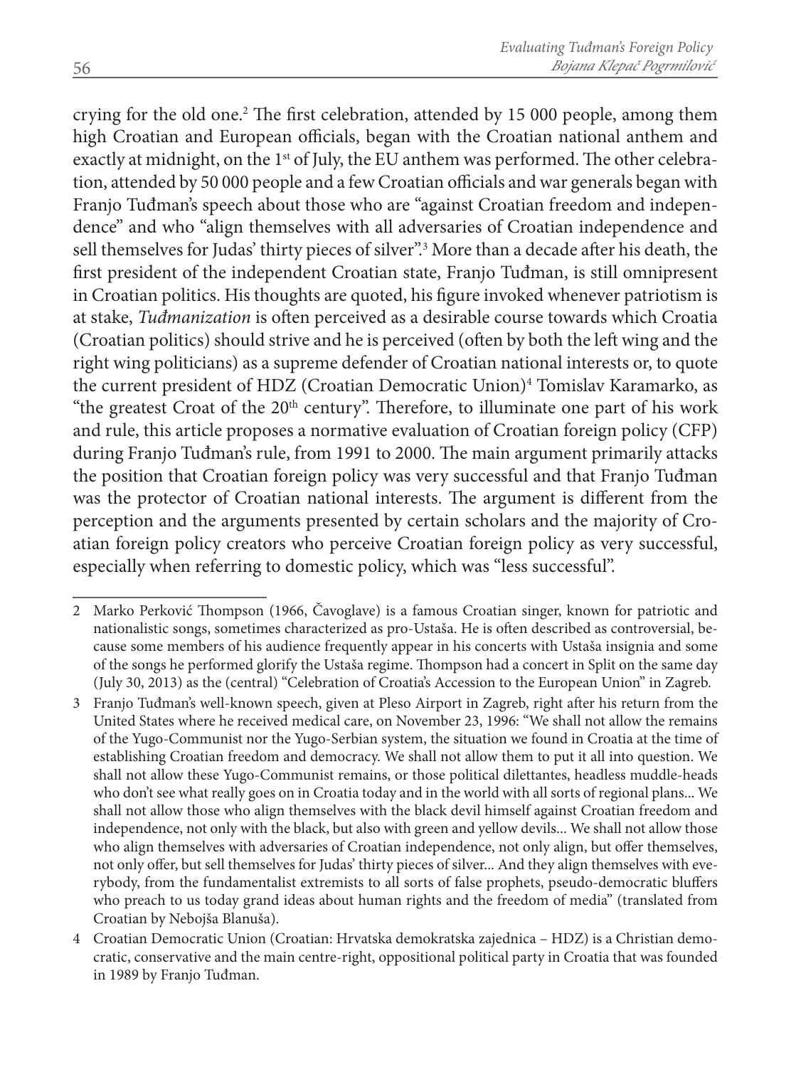crying for the old one.[2] The first celebration, attended by 15 000 people, among them high Croatian and European officials, began with the Croatian national anthem and exactly at midnight, on the 1st of July, the EU anthem was performed. The other celebration, attended by 50 000 people and a few Croatian officials and war generals began with Franjo Tuđman's speech about those who are "against Croatian freedom and independence" and who "align themselves with all adversaries of Croatian independence and sell themselves for Judas' thirty pieces of silver".[3] More than a decade after his death, the first president of the independent Croatian state, Franjo Tuđman, is still omnipresent in Croatian politics. His thoughts are quoted, his figure invoked whenever patriotism is at stake, *Tuđmanization* is often perceived as a desirable course towards which Croatia (Croatian politics) should strive and he is perceived (often by both the left wing and the right wing politicians) as a supreme defender of Croatian national interests or, to quote the current president of HDZ (Croatian Democratic Union)[4] Tomislav Karamarko, as "the greatest Croat of the 20th century". Therefore, to illuminate one part of his work and rule, this article proposes a normative evaluation of Croatian foreign policy (CFP) during Franjo Tuđman's rule, from 1991 to 2000. The main argument primarily attacks the position that Croatian foreign policy was very successful and that Franjo Tuđman was the protector of Croatian national interests. The argument is different from the perception and the arguments presented by certain scholars and the majority of Croatian foreign policy creators who perceive Croatian foreign policy as very successful, especially when referring to domestic policy, which was "less successful".

---

2 Marko Perković Thompson (1966, Čavoglave) is a famous Croatian singer, known for patriotic and nationalistic songs, sometimes characterized as pro-Ustaša. He is often described as controversial, because some members of his audience frequently appear in his concerts with Ustaša insignia and some of the songs he performed glorify the Ustaša regime. Thompson had a concert in Split on the same day (July 30, 2013) as the (central) "Celebration of Croatia's Accession to the European Union" in Zagreb.

3 Franjo Tuđman's well-known speech, given at Pleso Airport in Zagreb, right after his return from the United States where he received medical care, on November 23, 1996: "We shall not allow the remains of the Yugo-Communist nor the Yugo-Serbian system, the situation we found in Croatia at the time of establishing Croatian freedom and democracy. We shall not allow them to put it all into question. We shall not allow these Yugo-Communist remains, or those political dilettantes, headless muddle-heads who don't see what really goes on in Croatia today and in the world with all sorts of regional plans... We shall not allow those who align themselves with the black devil himself against Croatian freedom and independence, not only with the black, but also with green and yellow devils... We shall not allow those who align themselves with adversaries of Croatian independence, not only align, but offer themselves, not only offer, but sell themselves for Judas' thirty pieces of silver... And they align themselves with everybody, from the fundamentalist extremists to all sorts of false prophets, pseudo-democratic bluffers who preach to us today grand ideas about human rights and the freedom of media" (translated from Croatian by Nebojša Blanuša).

4 Croatian Democratic Union (Croatian: Hrvatska demokratska zajednica – HDZ) is a Christian democratic, conservative and the main centre-right, oppositional political party in Croatia that was founded in 1989 by Franjo Tuđman.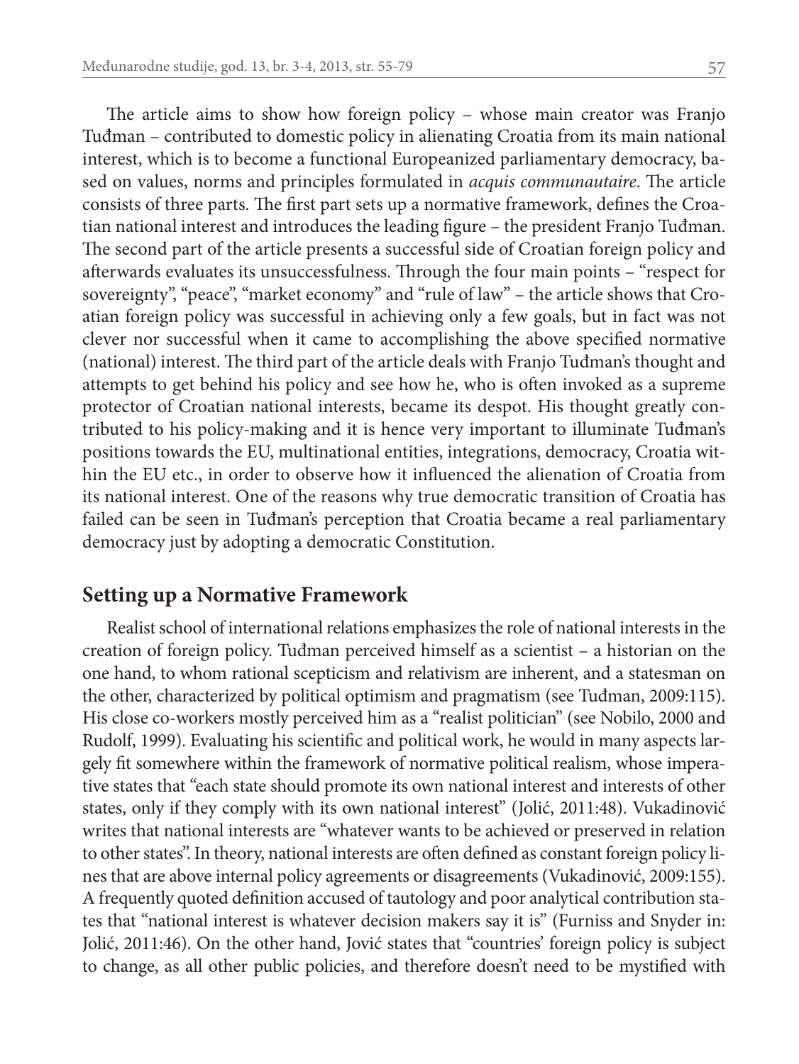The article aims to show how foreign policy – whose main creator was Franjo Tuđman – contributed to domestic policy in alienating Croatia from its main national interest, which is to become a functional Europeanized parliamentary democracy, based on values, norms and principles formulated in *acquis communautaire*. The article consists of three parts. The first part sets up a normative framework, defines the Croatian national interest and introduces the leading figure – the president Franjo Tuđman. The second part of the article presents a successful side of Croatian foreign policy and afterwards evaluates its unsuccessfulness. Through the four main points – "respect for sovereignty", "peace", "market economy" and "rule of law" – the article shows that Croatian foreign policy was successful in achieving only a few goals, but in fact was not clever nor successful when it came to accomplishing the above specified normative (national) interest. The third part of the article deals with Franjo Tuđman's thought and attempts to get behind his policy and see how he, who is often invoked as a supreme protector of Croatian national interests, became its despot. His thought greatly contributed to his policy-making and it is hence very important to illuminate Tuđman's positions towards the EU, multinational entities, integrations, democracy, Croatia within the EU etc., in order to observe how it influenced the alienation of Croatia from its national interest. One of the reasons why true democratic transition of Croatia has failed can be seen in Tuđman's perception that Croatia became a real parliamentary democracy just by adopting a democratic Constitution.

## Setting up a Normative Framework

Realist school of international relations emphasizes the role of national interests in the creation of foreign policy. Tuđman perceived himself as a scientist – a historian on the one hand, to whom rational scepticism and relativism are inherent, and a statesman on the other, characterized by political optimism and pragmatism (see Tuđman, 2009:115). His close co-workers mostly perceived him as a "realist politician" (see Nobilo, 2000 and Rudolf, 1999). Evaluating his scientific and political work, he would in many aspects largely fit somewhere within the framework of normative political realism, whose imperative states that "each state should promote its own national interest and interests of other states, only if they comply with its own national interest" (Jolić, 2011:48). Vukadinović writes that national interests are "whatever wants to be achieved or preserved in relation to other states". In theory, national interests are often defined as constant foreign policy lines that are above internal policy agreements or disagreements (Vukadinović, 2009:155). A frequently quoted definition accused of tautology and poor analytical contribution states that "national interest is whatever decision makers say it is" (Furniss and Snyder in: Jolić, 2011:46). On the other hand, Jović states that "countries' foreign policy is subject to change, as all other public policies, and therefore doesn't need to be mystified with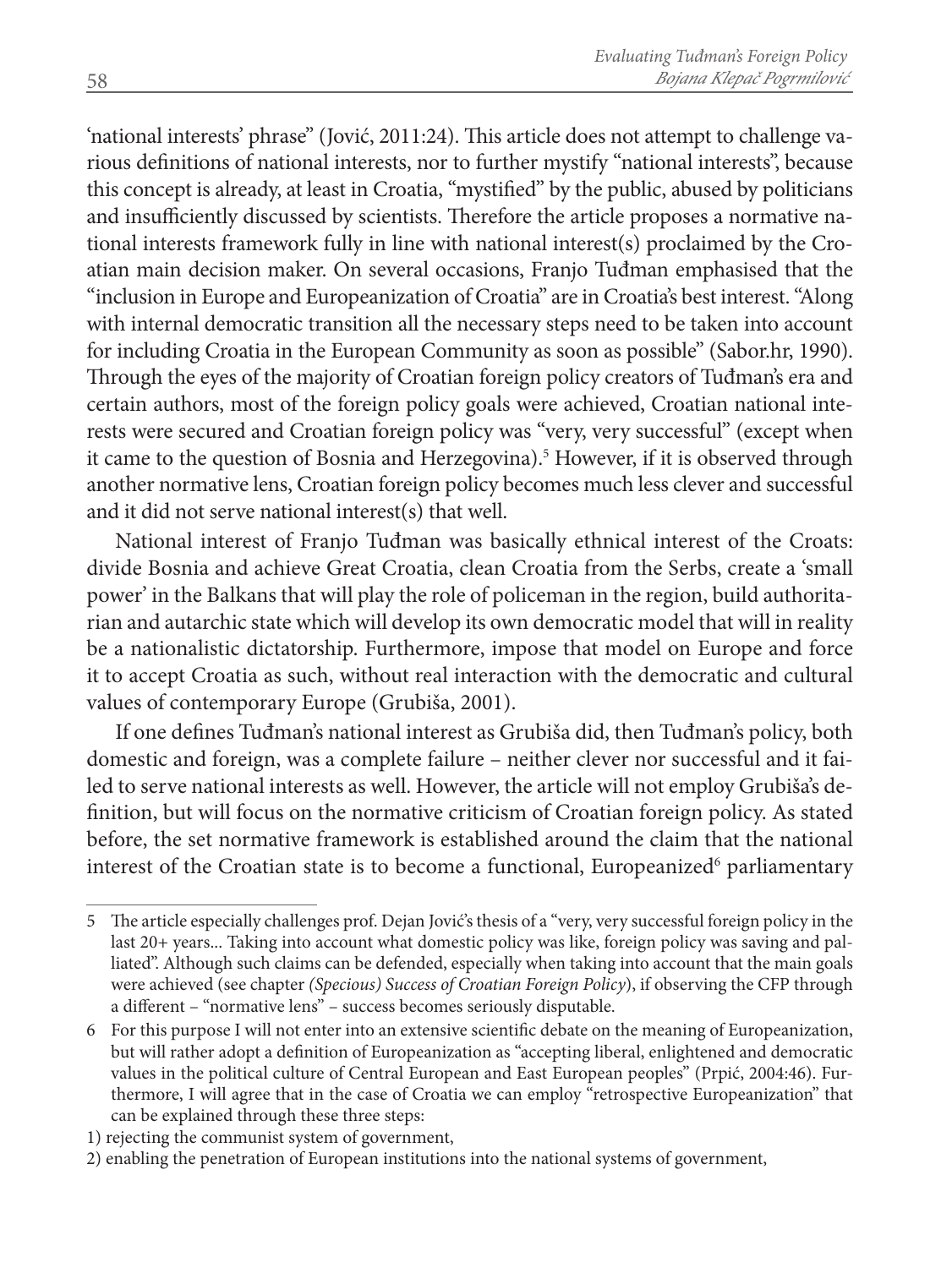'national interests' phrase" (Jović, 2011:24). This article does not attempt to challenge various definitions of national interests, nor to further mystify "national interests", because this concept is already, at least in Croatia, "mystified" by the public, abused by politicians and insufficiently discussed by scientists. Therefore the article proposes a normative national interests framework fully in line with national interest(s) proclaimed by the Croatian main decision maker. On several occasions, Franjo Tuđman emphasised that the "inclusion in Europe and Europeanization of Croatia" are in Croatia's best interest. "Along with internal democratic transition all the necessary steps need to be taken into account for including Croatia in the European Community as soon as possible" (Sabor.hr, 1990). Through the eyes of the majority of Croatian foreign policy creators of Tuđman's era and certain authors, most of the foreign policy goals were achieved, Croatian national interests were secured and Croatian foreign policy was "very, very successful" (except when it came to the question of Bosnia and Herzegovina).[5] However, if it is observed through another normative lens, Croatian foreign policy becomes much less clever and successful and it did not serve national interest(s) that well.

National interest of Franjo Tuđman was basically ethnical interest of the Croats: divide Bosnia and achieve Great Croatia, clean Croatia from the Serbs, create a 'small power' in the Balkans that will play the role of policeman in the region, build authoritarian and autarchic state which will develop its own democratic model that will in reality be a nationalistic dictatorship. Furthermore, impose that model on Europe and force it to accept Croatia as such, without real interaction with the democratic and cultural values of contemporary Europe (Grubiša, 2001).

If one defines Tuđman's national interest as Grubiša did, then Tuđman's policy, both domestic and foreign, was a complete failure – neither clever nor successful and it failed to serve national interests as well. However, the article will not employ Grubiša's definition, but will focus on the normative criticism of Croatian foreign policy. As stated before, the set normative framework is established around the claim that the national interest of the Croatian state is to become a functional, Europeanized[6] parliamentary

---

5 The article especially challenges prof. Dejan Jović's thesis of a "very, very successful foreign policy in the last 20+ years... Taking into account what domestic policy was like, foreign policy was saving and palliated". Although such claims can be defended, especially when taking into account that the main goals were achieved (see chapter *(Specious) Success of Croatian Foreign Policy*), if observing the CFP through a different – "normative lens" – success becomes seriously disputable.

6 For this purpose I will not enter into an extensive scientific debate on the meaning of Europeanization, but will rather adopt a definition of Europeanization as "accepting liberal, enlightened and democratic values in the political culture of Central European and East European peoples" (Prpić, 2004:46). Furthermore, I will agree that in the case of Croatia we can employ "retrospective Europeanization" that can be explained through these three steps:

1) rejecting the communist system of government,
2) enabling the penetration of European institutions into the national systems of government,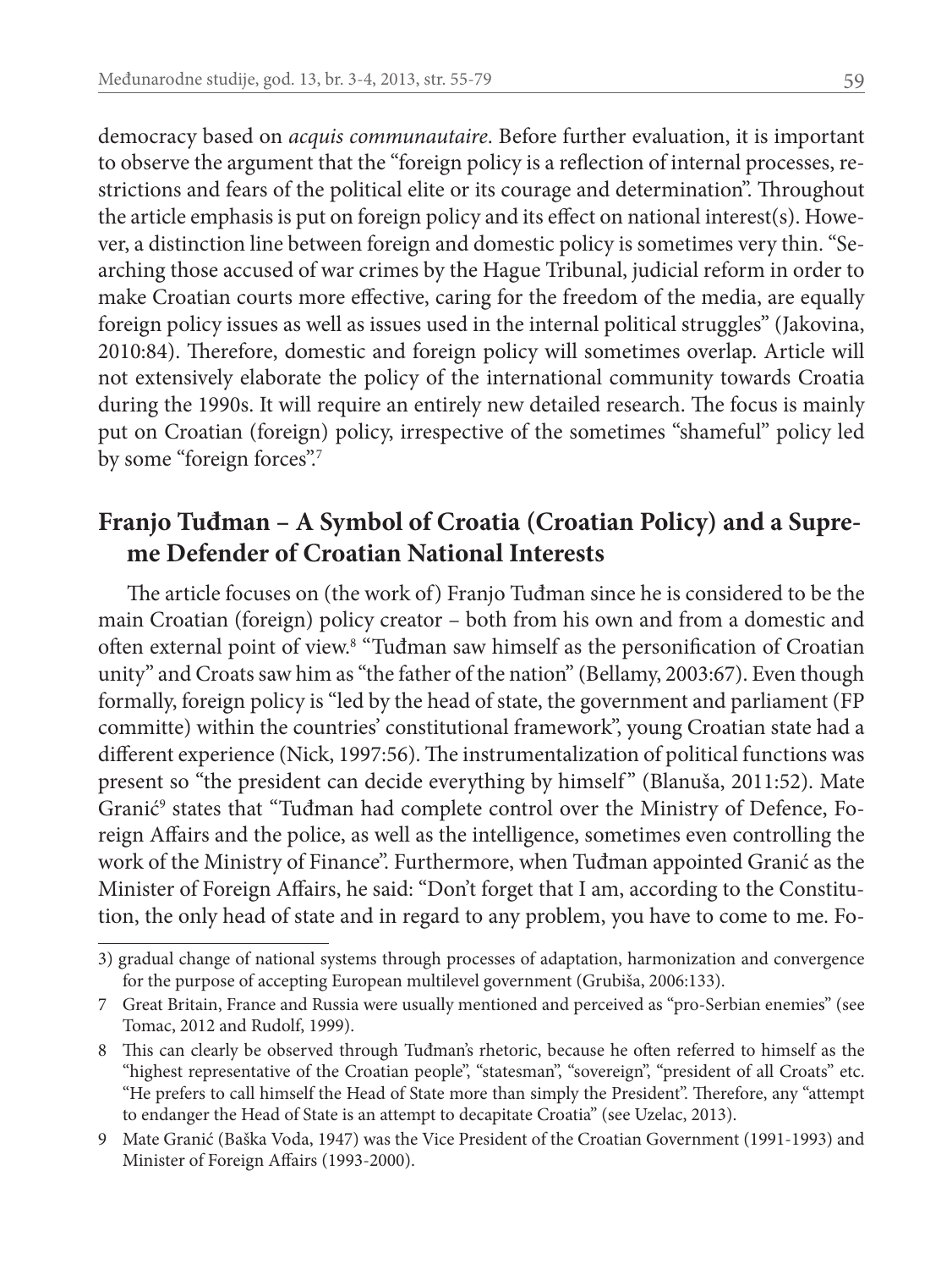democracy based on *acquis communautaire*. Before further evaluation, it is important to observe the argument that the "foreign policy is a reflection of internal processes, restrictions and fears of the political elite or its courage and determination". Throughout the article emphasis is put on foreign policy and its effect on national interest(s). However, a distinction line between foreign and domestic policy is sometimes very thin. "Searching those accused of war crimes by the Hague Tribunal, judicial reform in order to make Croatian courts more effective, caring for the freedom of the media, are equally foreign policy issues as well as issues used in the internal political struggles" (Jakovina, 2010:84). Therefore, domestic and foreign policy will sometimes overlap. Article will not extensively elaborate the policy of the international community towards Croatia during the 1990s. It will require an entirely new detailed research. The focus is mainly put on Croatian (foreign) policy, irrespective of the sometimes "shameful" policy led by some "foreign forces".[7]

## Franjo Tuđman – A Symbol of Croatia (Croatian Policy) and a Supreme Defender of Croatian National Interests

The article focuses on (the work of) Franjo Tuđman since he is considered to be the main Croatian (foreign) policy creator – both from his own and from a domestic and often external point of view.[8] "Tuđman saw himself as the personification of Croatian unity" and Croats saw him as "the father of the nation" (Bellamy, 2003:67). Even though formally, foreign policy is "led by the head of state, the government and parliament (FP committe) within the countries' constitutional framework", young Croatian state had a different experience (Nick, 1997:56). The instrumentalization of political functions was present so "the president can decide everything by himself" (Blanuša, 2011:52). Mate Granić[9] states that "Tuđman had complete control over the Ministry of Defence, Foreign Affairs and the police, as well as the intelligence, sometimes even controlling the work of the Ministry of Finance". Furthermore, when Tuđman appointed Granić as the Minister of Foreign Affairs, he said: "Don't forget that I am, according to the Constitution, the only head of state and in regard to any problem, you have to come to me. Fo-

---

3) gradual change of national systems through processes of adaptation, harmonization and convergence for the purpose of accepting European multilevel government (Grubiša, 2006:133).

7 Great Britain, France and Russia were usually mentioned and perceived as "pro-Serbian enemies" (see Tomac, 2012 and Rudolf, 1999).

8 This can clearly be observed through Tuđman's rhetoric, because he often referred to himself as the "highest representative of the Croatian people", "statesman", "sovereign", "president of all Croats" etc. "He prefers to call himself the Head of State more than simply the President". Therefore, any "attempt to endanger the Head of State is an attempt to decapitate Croatia" (see Uzelac, 2013).

9 Mate Granić (Baška Voda, 1947) was the Vice President of the Croatian Government (1991-1993) and Minister of Foreign Affairs (1993-2000).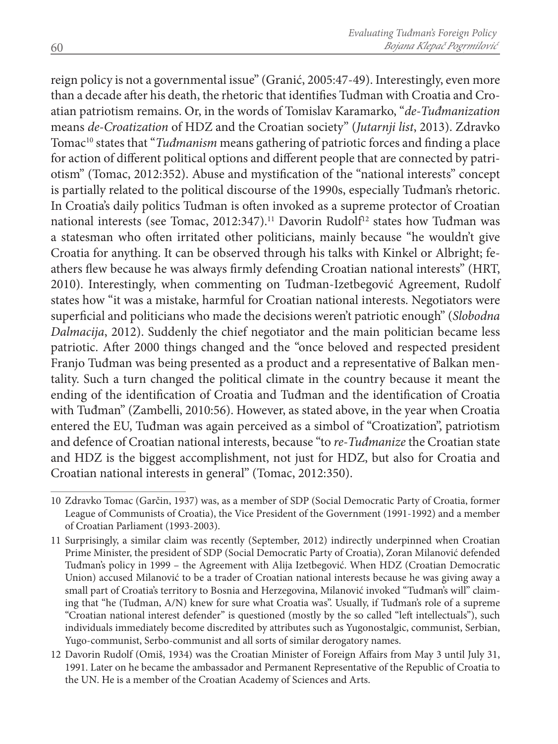reign policy is not a governmental issue" (Granić, 2005:47-49). Interestingly, even more than a decade after his death, the rhetoric that identifies Tuđman with Croatia and Croatian patriotism remains. Or, in the words of Tomislav Karamarko, "*de-Tuđmanization* means *de-Croatization* of HDZ and the Croatian society" (*Jutarnji list*, 2013). Zdravko Tomac[10] states that "*Tuđmanism* means gathering of patriotic forces and finding a place for action of different political options and different people that are connected by patriotism" (Tomac, 2012:352). Abuse and mystification of the "national interests" concept is partially related to the political discourse of the 1990s, especially Tuđman's rhetoric. In Croatia's daily politics Tuđman is often invoked as a supreme protector of Croatian national interests (see Tomac, 2012:347).[11] Davorin Rudolf[12] states how Tuđman was a statesman who often irritated other politicians, mainly because "he wouldn't give Croatia for anything. It can be observed through his talks with Kinkel or Albright; feathers flew because he was always firmly defending Croatian national interests" (HRT, 2010). Interestingly, when commenting on Tuđman-Izetbegović Agreement, Rudolf states how "it was a mistake, harmful for Croatian national interests. Negotiators were superficial and politicians who made the decisions weren't patriotic enough" (*Slobodna Dalmacija*, 2012). Suddenly the chief negotiator and the main politician became less patriotic. After 2000 things changed and the "once beloved and respected president Franjo Tuđman was being presented as a product and a representative of Balkan mentality. Such a turn changed the political climate in the country because it meant the ending of the identification of Croatia and Tuđman and the identification of Croatia with Tuđman" (Zambelli, 2010:56). However, as stated above, in the year when Croatia entered the EU, Tuđman was again perceived as a simbol of "Croatization", patriotism and defence of Croatian national interests, because "to *re-Tuđmanize* the Croatian state and HDZ is the biggest accomplishment, not just for HDZ, but also for Croatia and Croatian national interests in general" (Tomac, 2012:350).

---

10 Zdravko Tomac (Garčin, 1937) was, as a member of SDP (Social Democratic Party of Croatia, former League of Communists of Croatia), the Vice President of the Government (1991-1992) and a member of Croatian Parliament (1993-2003).

11 Surprisingly, a similar claim was recently (September, 2012) indirectly underpinned when Croatian Prime Minister, the president of SDP (Social Democratic Party of Croatia), Zoran Milanović defended Tuđman's policy in 1999 – the Agreement with Alija Izetbegović. When HDZ (Croatian Democratic Union) accused Milanović to be a trader of Croatian national interests because he was giving away a small part of Croatia's territory to Bosnia and Herzegovina, Milanović invoked "Tuđman's will" claiming that "he (Tuđman, A/N) knew for sure what Croatia was". Usually, if Tuđman's role of a supreme "Croatian national interest defender" is questioned (mostly by the so called "left intellectuals"), such individuals immediately become discredited by attributes such as Yugonostalgic, communist, Serbian, Yugo-communist, Serbo-communist and all sorts of similar derogatory names.

12 Davorin Rudolf (Omiš, 1934) was the Croatian Minister of Foreign Affairs from May 3 until July 31, 1991. Later on he became the ambassador and Permanent Representative of the Republic of Croatia to the UN. He is a member of the Croatian Academy of Sciences and Arts.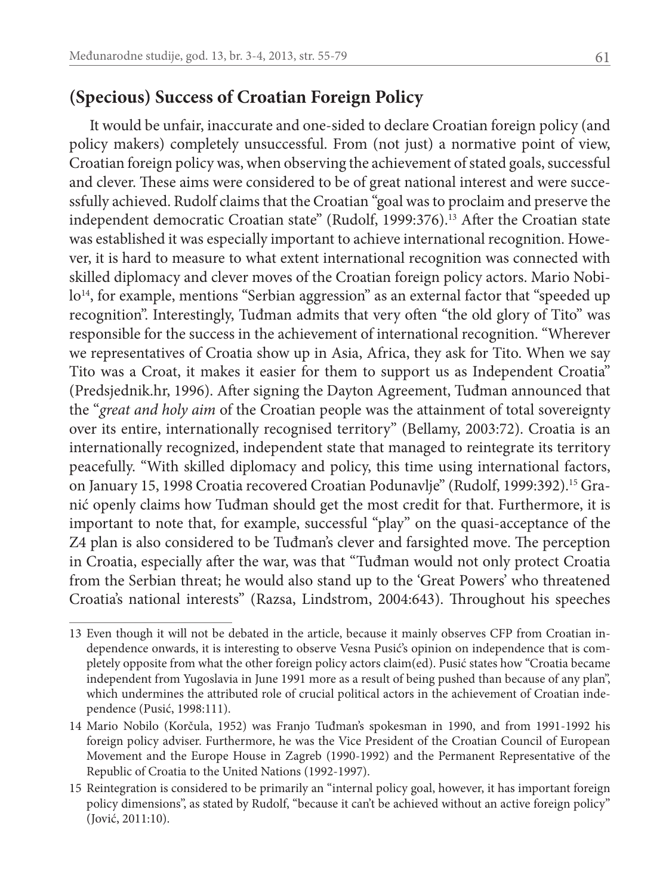## (Specious) Success of Croatian Foreign Policy

It would be unfair, inaccurate and one-sided to declare Croatian foreign policy (and policy makers) completely unsuccessful. From (not just) a normative point of view, Croatian foreign policy was, when observing the achievement of stated goals, successful and clever. These aims were considered to be of great national interest and were successfully achieved. Rudolf claims that the Croatian "goal was to proclaim and preserve the independent democratic Croatian state" (Rudolf, 1999:376).[13] After the Croatian state was established it was especially important to achieve international recognition. However, it is hard to measure to what extent international recognition was connected with skilled diplomacy and clever moves of the Croatian foreign policy actors. Mario Nobilo[14], for example, mentions "Serbian aggression" as an external factor that "speeded up recognition". Interestingly, Tuđman admits that very often "the old glory of Tito" was responsible for the success in the achievement of international recognition. "Wherever we representatives of Croatia show up in Asia, Africa, they ask for Tito. When we say Tito was a Croat, it makes it easier for them to support us as Independent Croatia" (Predsjednik.hr, 1996). After signing the Dayton Agreement, Tuđman announced that the "*great and holy aim* of the Croatian people was the attainment of total sovereignty over its entire, internationally recognised territory" (Bellamy, 2003:72). Croatia is an internationally recognized, independent state that managed to reintegrate its territory peacefully. "With skilled diplomacy and policy, this time using international factors, on January 15, 1998 Croatia recovered Croatian Podunavlje" (Rudolf, 1999:392).[15] Granić openly claims how Tuđman should get the most credit for that. Furthermore, it is important to note that, for example, successful "play" on the quasi-acceptance of the Z4 plan is also considered to be Tuđman's clever and farsighted move. The perception in Croatia, especially after the war, was that "Tuđman would not only protect Croatia from the Serbian threat; he would also stand up to the 'Great Powers' who threatened Croatia's national interests" (Razsa, Lindstrom, 2004:643). Throughout his speeches

---

13 Even though it will not be debated in the article, because it mainly observes CFP from Croatian independence onwards, it is interesting to observe Vesna Pusić's opinion on independence that is completely opposite from what the other foreign policy actors claim(ed). Pusić states how "Croatia became independent from Yugoslavia in June 1991 more as a result of being pushed than because of any plan", which undermines the attributed role of crucial political actors in the achievement of Croatian independence (Pusić, 1998:111).

14 Mario Nobilo (Korčula, 1952) was Franjo Tuđman's spokesman in 1990, and from 1991-1992 his foreign policy adviser. Furthermore, he was the Vice President of the Croatian Council of European Movement and the Europe House in Zagreb (1990-1992) and the Permanent Representative of the Republic of Croatia to the United Nations (1992-1997).

15 Reintegration is considered to be primarily an "internal policy goal, however, it has important foreign policy dimensions", as stated by Rudolf, "because it can't be achieved without an active foreign policy" (Jović, 2011:10).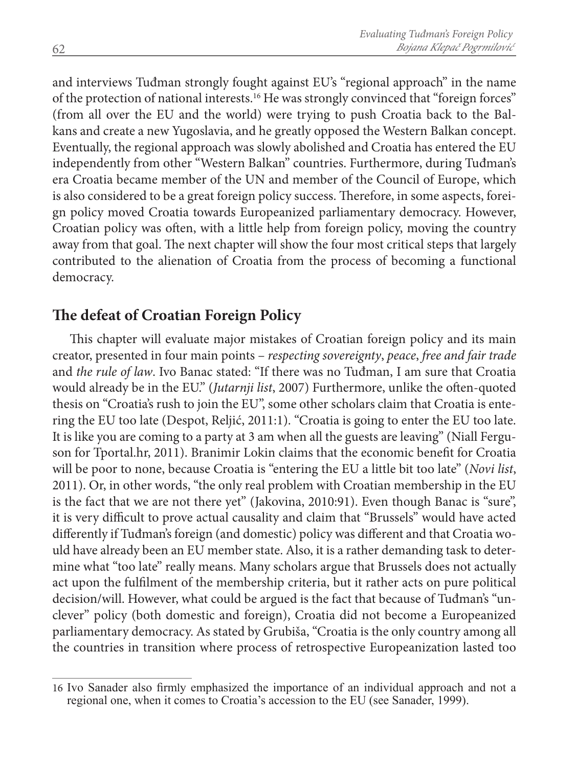and interviews Tuđman strongly fought against EU's "regional approach" in the name of the protection of national interests.[16] He was strongly convinced that "foreign forces" (from all over the EU and the world) were trying to push Croatia back to the Balkans and create a new Yugoslavia, and he greatly opposed the Western Balkan concept. Eventually, the regional approach was slowly abolished and Croatia has entered the EU independently from other "Western Balkan" countries. Furthermore, during Tuđman's era Croatia became member of the UN and member of the Council of Europe, which is also considered to be a great foreign policy success. Therefore, in some aspects, foreign policy moved Croatia towards Europeanized parliamentary democracy. However, Croatian policy was often, with a little help from foreign policy, moving the country away from that goal. The next chapter will show the four most critical steps that largely contributed to the alienation of Croatia from the process of becoming a functional democracy.

## The defeat of Croatian Foreign Policy

This chapter will evaluate major mistakes of Croatian foreign policy and its main creator, presented in four main points – *respecting sovereignty*, *peace*, *free and fair trade* and *the rule of law*. Ivo Banac stated: "If there was no Tuđman, I am sure that Croatia would already be in the EU." (*Jutarnji list*, 2007) Furthermore, unlike the often-quoted thesis on "Croatia's rush to join the EU", some other scholars claim that Croatia is entering the EU too late (Despot, Reljić, 2011:1). "Croatia is going to enter the EU too late. It is like you are coming to a party at 3 am when all the guests are leaving" (Niall Ferguson for Tportal.hr, 2011). Branimir Lokin claims that the economic benefit for Croatia will be poor to none, because Croatia is "entering the EU a little bit too late" (*Novi list*, 2011). Or, in other words, "the only real problem with Croatian membership in the EU is the fact that we are not there yet" (Jakovina, 2010:91). Even though Banac is "sure", it is very difficult to prove actual causality and claim that "Brussels" would have acted differently if Tuđman's foreign (and domestic) policy was different and that Croatia would have already been an EU member state. Also, it is a rather demanding task to determine what "too late" really means. Many scholars argue that Brussels does not actually act upon the fulfilment of the membership criteria, but it rather acts on pure political decision/will. However, what could be argued is the fact that because of Tuđman's "unclever" policy (both domestic and foreign), Croatia did not become a Europeanized parliamentary democracy. As stated by Grubiša, "Croatia is the only country among all the countries in transition where process of retrospective Europeanization lasted too

---

16 Ivo Sanader also firmly emphasized the importance of an individual approach and not a regional one, when it comes to Croatia's accession to the EU (see Sanader, 1999).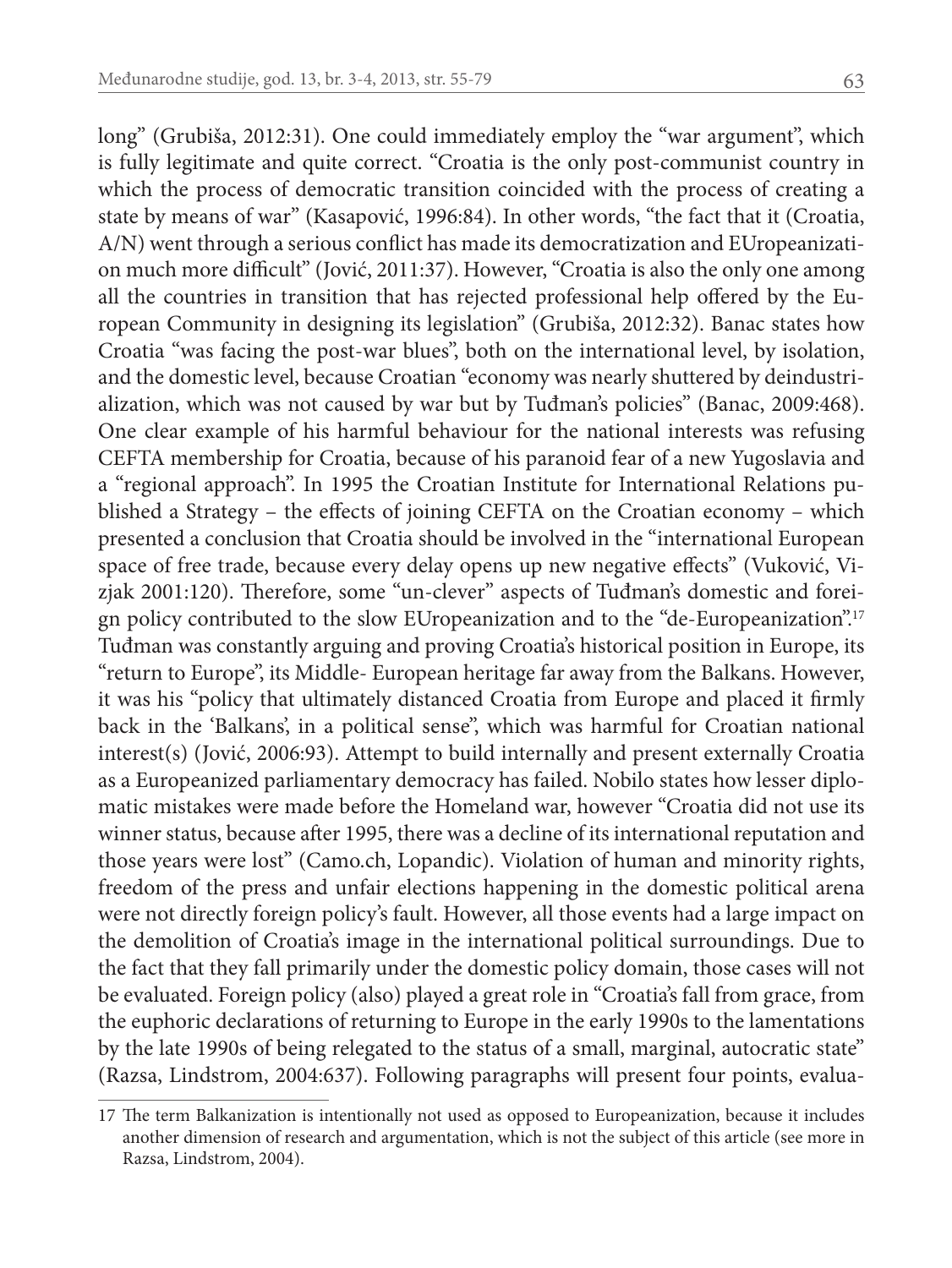long" (Grubiša, 2012:31). One could immediately employ the "war argument", which is fully legitimate and quite correct. "Croatia is the only post-communist country in which the process of democratic transition coincided with the process of creating a state by means of war" (Kasapović, 1996:84). In other words, "the fact that it (Croatia, A/N) went through a serious conflict has made its democratization and EUropeanization much more difficult" (Jović, 2011:37). However, "Croatia is also the only one among all the countries in transition that has rejected professional help offered by the European Community in designing its legislation" (Grubiša, 2012:32). Banac states how Croatia "was facing the post-war blues", both on the international level, by isolation, and the domestic level, because Croatian "economy was nearly shuttered by deindustrialization, which was not caused by war but by Tuđman's policies" (Banac, 2009:468). One clear example of his harmful behaviour for the national interests was refusing CEFTA membership for Croatia, because of his paranoid fear of a new Yugoslavia and a "regional approach". In 1995 the Croatian Institute for International Relations published a Strategy – the effects of joining CEFTA on the Croatian economy – which presented a conclusion that Croatia should be involved in the "international European space of free trade, because every delay opens up new negative effects" (Vuković, Vizjak 2001:120). Therefore, some "un-clever" aspects of Tuđman's domestic and foreign policy contributed to the slow EUropeanization and to the "de-Europeanization".[17] Tuđman was constantly arguing and proving Croatia's historical position in Europe, its "return to Europe", its Middle- European heritage far away from the Balkans. However, it was his "policy that ultimately distanced Croatia from Europe and placed it firmly back in the 'Balkans', in a political sense", which was harmful for Croatian national interest(s) (Jović, 2006:93). Attempt to build internally and present externally Croatia as a Europeanized parliamentary democracy has failed. Nobilo states how lesser diplomatic mistakes were made before the Homeland war, however "Croatia did not use its winner status, because after 1995, there was a decline of its international reputation and those years were lost" (Camo.ch, Lopandic). Violation of human and minority rights, freedom of the press and unfair elections happening in the domestic political arena were not directly foreign policy's fault. However, all those events had a large impact on the demolition of Croatia's image in the international political surroundings. Due to the fact that they fall primarily under the domestic policy domain, those cases will not be evaluated. Foreign policy (also) played a great role in "Croatia's fall from grace, from the euphoric declarations of returning to Europe in the early 1990s to the lamentations by the late 1990s of being relegated to the status of a small, marginal, autocratic state" (Razsa, Lindstrom, 2004:637). Following paragraphs will present four points, evalua-

---

17 The term Balkanization is intentionally not used as opposed to Europeanization, because it includes another dimension of research and argumentation, which is not the subject of this article (see more in Razsa, Lindstrom, 2004).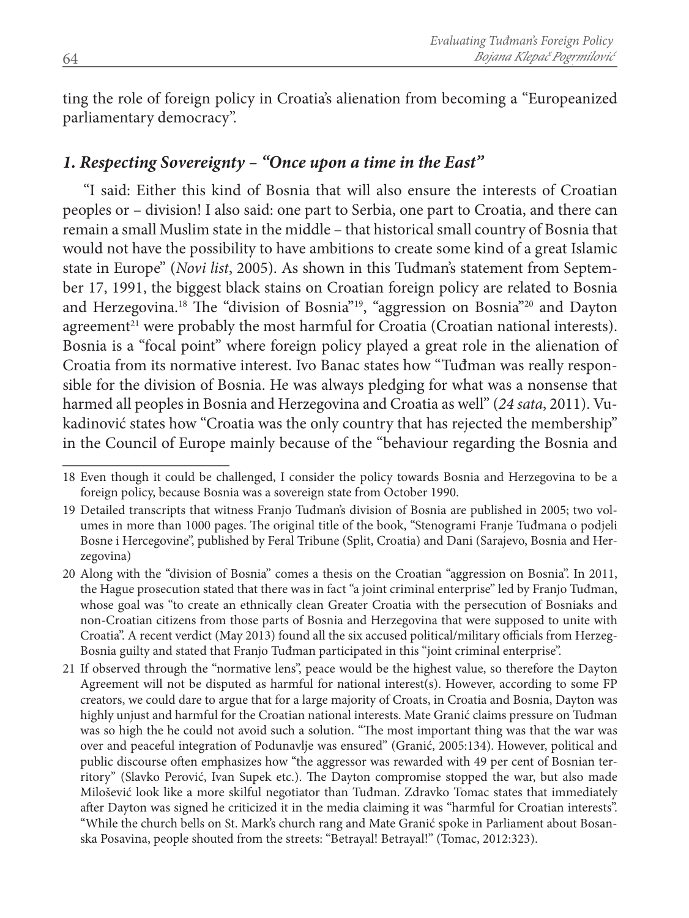ting the role of foreign policy in Croatia's alienation from becoming a "Europeanized parliamentary democracy".

### *1. Respecting Sovereignty – "Once upon a time in the East"*

"I said: Either this kind of Bosnia that will also ensure the interests of Croatian peoples or – division! I also said: one part to Serbia, one part to Croatia, and there can remain a small Muslim state in the middle – that historical small country of Bosnia that would not have the possibility to have ambitions to create some kind of a great Islamic state in Europe" (*Novi list*, 2005). As shown in this Tuđman's statement from September 17, 1991, the biggest black stains on Croatian foreign policy are related to Bosnia and Herzegovina.[18] The "division of Bosnia"[19], "aggression on Bosnia"[20] and Dayton agreement[21] were probably the most harmful for Croatia (Croatian national interests). Bosnia is a "focal point" where foreign policy played a great role in the alienation of Croatia from its normative interest. Ivo Banac states how "Tuđman was really responsible for the division of Bosnia. He was always pledging for what was a nonsense that harmed all peoples in Bosnia and Herzegovina and Croatia as well" (*24 sata*, 2011). Vukadinović states how "Croatia was the only country that has rejected the membership" in the Council of Europe mainly because of the "behaviour regarding the Bosnia and

---

18 Even though it could be challenged, I consider the policy towards Bosnia and Herzegovina to be a foreign policy, because Bosnia was a sovereign state from October 1990.

19 Detailed transcripts that witness Franjo Tuđman's division of Bosnia are published in 2005; two volumes in more than 1000 pages. The original title of the book, "Stenogrami Franje Tuđmana o podjeli Bosne i Hercegovine", published by Feral Tribune (Split, Croatia) and Dani (Sarajevo, Bosnia and Herzegovina)

20 Along with the "division of Bosnia" comes a thesis on the Croatian "aggression on Bosnia". In 2011, the Hague prosecution stated that there was in fact "a joint criminal enterprise" led by Franjo Tuđman, whose goal was "to create an ethnically clean Greater Croatia with the persecution of Bosniaks and non-Croatian citizens from those parts of Bosnia and Herzegovina that were supposed to unite with Croatia". A recent verdict (May 2013) found all the six accused political/military officials from Herzeg-Bosnia guilty and stated that Franjo Tuđman participated in this "joint criminal enterprise".

21 If observed through the "normative lens", peace would be the highest value, so therefore the Dayton Agreement will not be disputed as harmful for national interest(s). However, according to some FP creators, we could dare to argue that for a large majority of Croats, in Croatia and Bosnia, Dayton was highly unjust and harmful for the Croatian national interests. Mate Granić claims pressure on Tuđman was so high the he could not avoid such a solution. "The most important thing was that the war was over and peaceful integration of Podunavlje was ensured" (Granić, 2005:134). However, political and public discourse often emphasizes how "the aggressor was rewarded with 49 per cent of Bosnian territory" (Slavko Perović, Ivan Supek etc.). The Dayton compromise stopped the war, but also made Milošević look like a more skilful negotiator than Tuđman. Zdravko Tomac states that immediately after Dayton was signed he criticized it in the media claiming it was "harmful for Croatian interests". "While the church bells on St. Mark's church rang and Mate Granić spoke in Parliament about Bosanska Posavina, people shouted from the streets: "Betrayal! Betrayal!" (Tomac, 2012:323).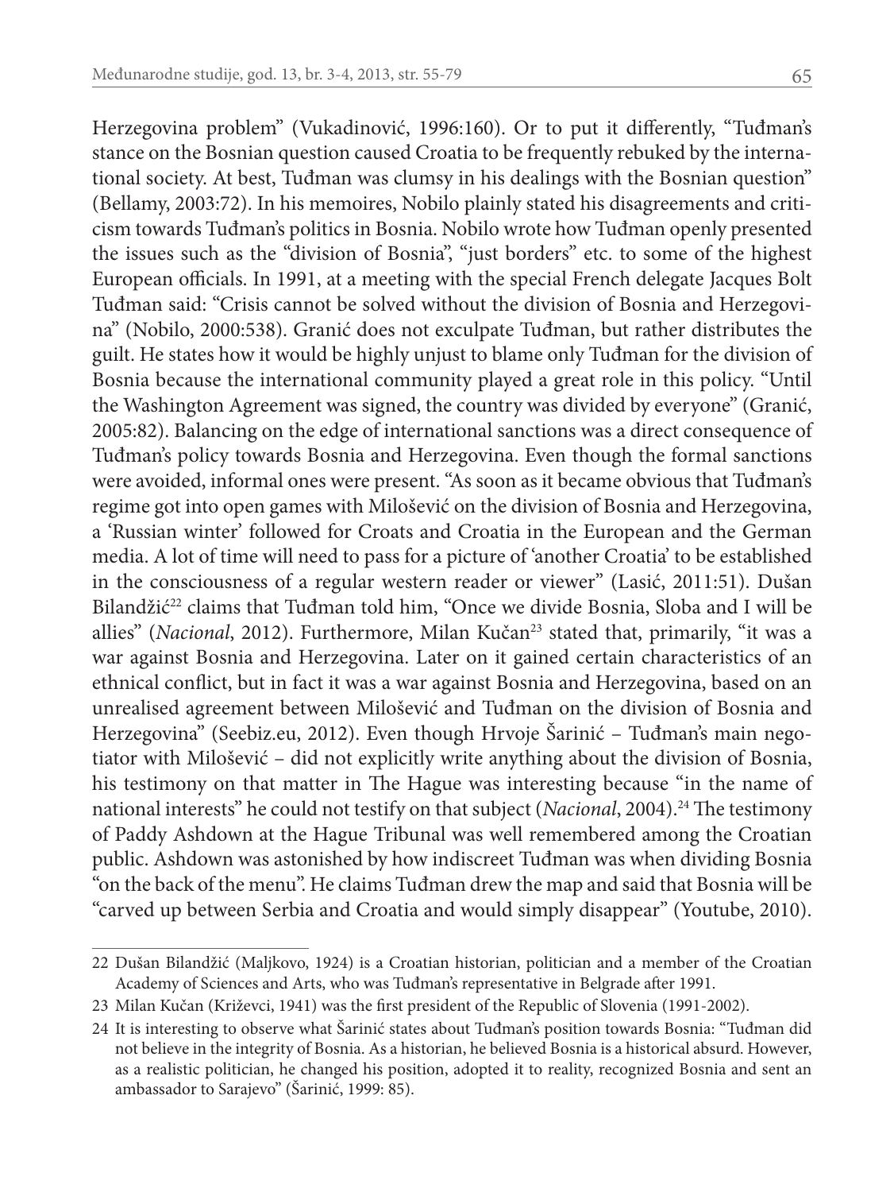Herzegovina problem" (Vukadinović, 1996:160). Or to put it differently, "Tuđman's stance on the Bosnian question caused Croatia to be frequently rebuked by the international society. At best, Tuđman was clumsy in his dealings with the Bosnian question" (Bellamy, 2003:72). In his memoires, Nobilo plainly stated his disagreements and criticism towards Tuđman's politics in Bosnia. Nobilo wrote how Tuđman openly presented the issues such as the "division of Bosnia", "just borders" etc. to some of the highest European officials. In 1991, at a meeting with the special French delegate Jacques Bolt Tuđman said: "Crisis cannot be solved without the division of Bosnia and Herzegovina" (Nobilo, 2000:538). Granić does not exculpate Tuđman, but rather distributes the guilt. He states how it would be highly unjust to blame only Tuđman for the division of Bosnia because the international community played a great role in this policy. "Until the Washington Agreement was signed, the country was divided by everyone" (Granić, 2005:82). Balancing on the edge of international sanctions was a direct consequence of Tuđman's policy towards Bosnia and Herzegovina. Even though the formal sanctions were avoided, informal ones were present. "As soon as it became obvious that Tuđman's regime got into open games with Milošević on the division of Bosnia and Herzegovina, a 'Russian winter' followed for Croats and Croatia in the European and the German media. A lot of time will need to pass for a picture of 'another Croatia' to be established in the consciousness of a regular western reader or viewer" (Lasić, 2011:51). Dušan Bilandžić[22] claims that Tuđman told him, "Once we divide Bosnia, Sloba and I will be allies" (*Nacional*, 2012). Furthermore, Milan Kučan[23] stated that, primarily, "it was a war against Bosnia and Herzegovina. Later on it gained certain characteristics of an ethnical conflict, but in fact it was a war against Bosnia and Herzegovina, based on an unrealised agreement between Milošević and Tuđman on the division of Bosnia and Herzegovina" (Seebiz.eu, 2012). Even though Hrvoje Šarinić – Tuđman's main negotiator with Milošević – did not explicitly write anything about the division of Bosnia, his testimony on that matter in The Hague was interesting because "in the name of national interests" he could not testify on that subject (*Nacional*, 2004).[24] The testimony of Paddy Ashdown at the Hague Tribunal was well remembered among the Croatian public. Ashdown was astonished by how indiscreet Tuđman was when dividing Bosnia "on the back of the menu". He claims Tuđman drew the map and said that Bosnia will be "carved up between Serbia and Croatia and would simply disappear" (Youtube, 2010).

---

22 Dušan Bilandžić (Maljkovo, 1924) is a Croatian historian, politician and a member of the Croatian Academy of Sciences and Arts, who was Tuđman's representative in Belgrade after 1991.

23 Milan Kučan (Križevci, 1941) was the first president of the Republic of Slovenia (1991-2002).

24 It is interesting to observe what Šarinić states about Tuđman's position towards Bosnia: "Tuđman did not believe in the integrity of Bosnia. As a historian, he believed Bosnia is a historical absurd. However, as a realistic politician, he changed his position, adopted it to reality, recognized Bosnia and sent an ambassador to Sarajevo" (Šarinić, 1999: 85).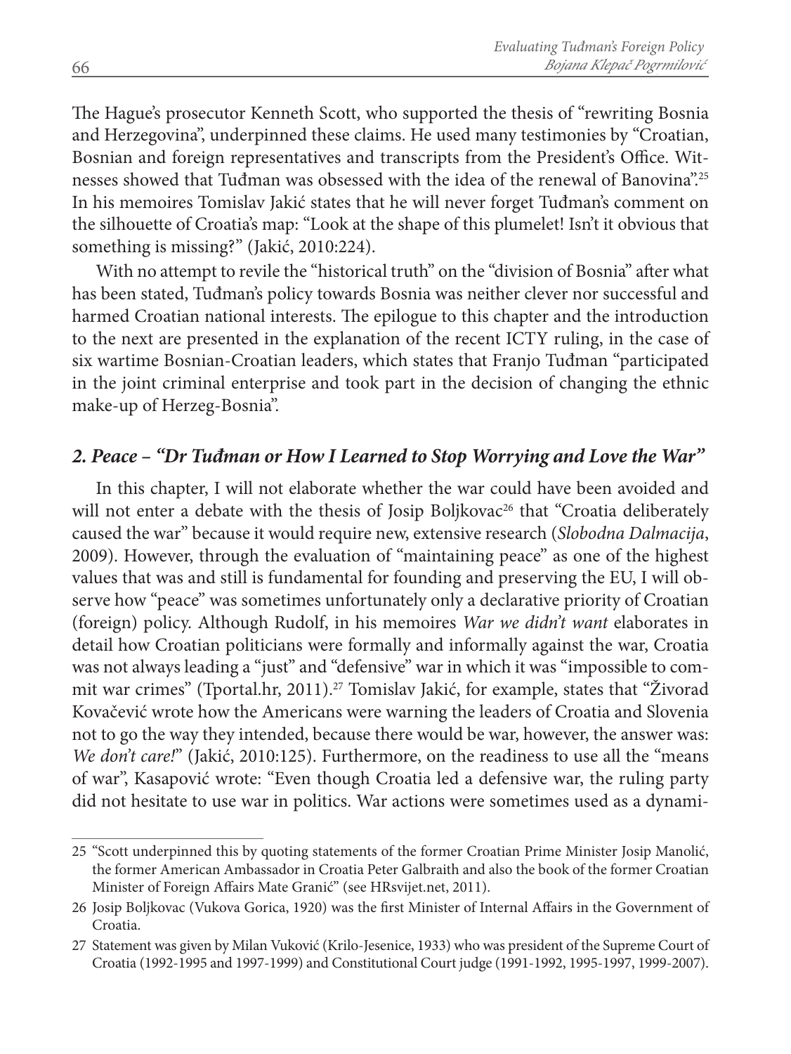The Hague's prosecutor Kenneth Scott, who supported the thesis of "rewriting Bosnia and Herzegovina", underpinned these claims. He used many testimonies by "Croatian, Bosnian and foreign representatives and transcripts from the President's Office. Witnesses showed that Tuđman was obsessed with the idea of the renewal of Banovina".[25] In his memoires Tomislav Jakić states that he will never forget Tuđman's comment on the silhouette of Croatia's map: "Look at the shape of this plumelet! Isn't it obvious that something is missing?" (Jakić, 2010:224).

With no attempt to revile the "historical truth" on the "division of Bosnia" after what has been stated, Tuđman's policy towards Bosnia was neither clever nor successful and harmed Croatian national interests. The epilogue to this chapter and the introduction to the next are presented in the explanation of the recent ICTY ruling, in the case of six wartime Bosnian-Croatian leaders, which states that Franjo Tuđman "participated in the joint criminal enterprise and took part in the decision of changing the ethnic make-up of Herzeg-Bosnia".

## *2. Peace – "Dr Tuđman or How I Learned to Stop Worrying and Love the War"*

In this chapter, I will not elaborate whether the war could have been avoided and will not enter a debate with the thesis of Josip Boljkovac[26] that "Croatia deliberately caused the war" because it would require new, extensive research (*Slobodna Dalmacija*, 2009). However, through the evaluation of "maintaining peace" as one of the highest values that was and still is fundamental for founding and preserving the EU, I will observe how "peace" was sometimes unfortunately only a declarative priority of Croatian (foreign) policy. Although Rudolf, in his memoires *War we didn't want* elaborates in detail how Croatian politicians were formally and informally against the war, Croatia was not always leading a "just" and "defensive" war in which it was "impossible to commit war crimes" (Tportal.hr, 2011).[27] Tomislav Jakić, for example, states that "Živorad Kovačević wrote how the Americans were warning the leaders of Croatia and Slovenia not to go the way they intended, because there would be war, however, the answer was: *We don't care!*" (Jakić, 2010:125). Furthermore, on the readiness to use all the "means of war", Kasapović wrote: "Even though Croatia led a defensive war, the ruling party did not hesitate to use war in politics. War actions were sometimes used as a dynami-

---

25 "Scott underpinned this by quoting statements of the former Croatian Prime Minister Josip Manolić, the former American Ambassador in Croatia Peter Galbraith and also the book of the former Croatian Minister of Foreign Affairs Mate Granić" (see HRsvijet.net, 2011).

26 Josip Boljkovac (Vukova Gorica, 1920) was the first Minister of Internal Affairs in the Government of Croatia.

27 Statement was given by Milan Vuković (Krilo-Jesenice, 1933) who was president of the Supreme Court of Croatia (1992-1995 and 1997-1999) and Constitutional Court judge (1991-1992, 1995-1997, 1999-2007).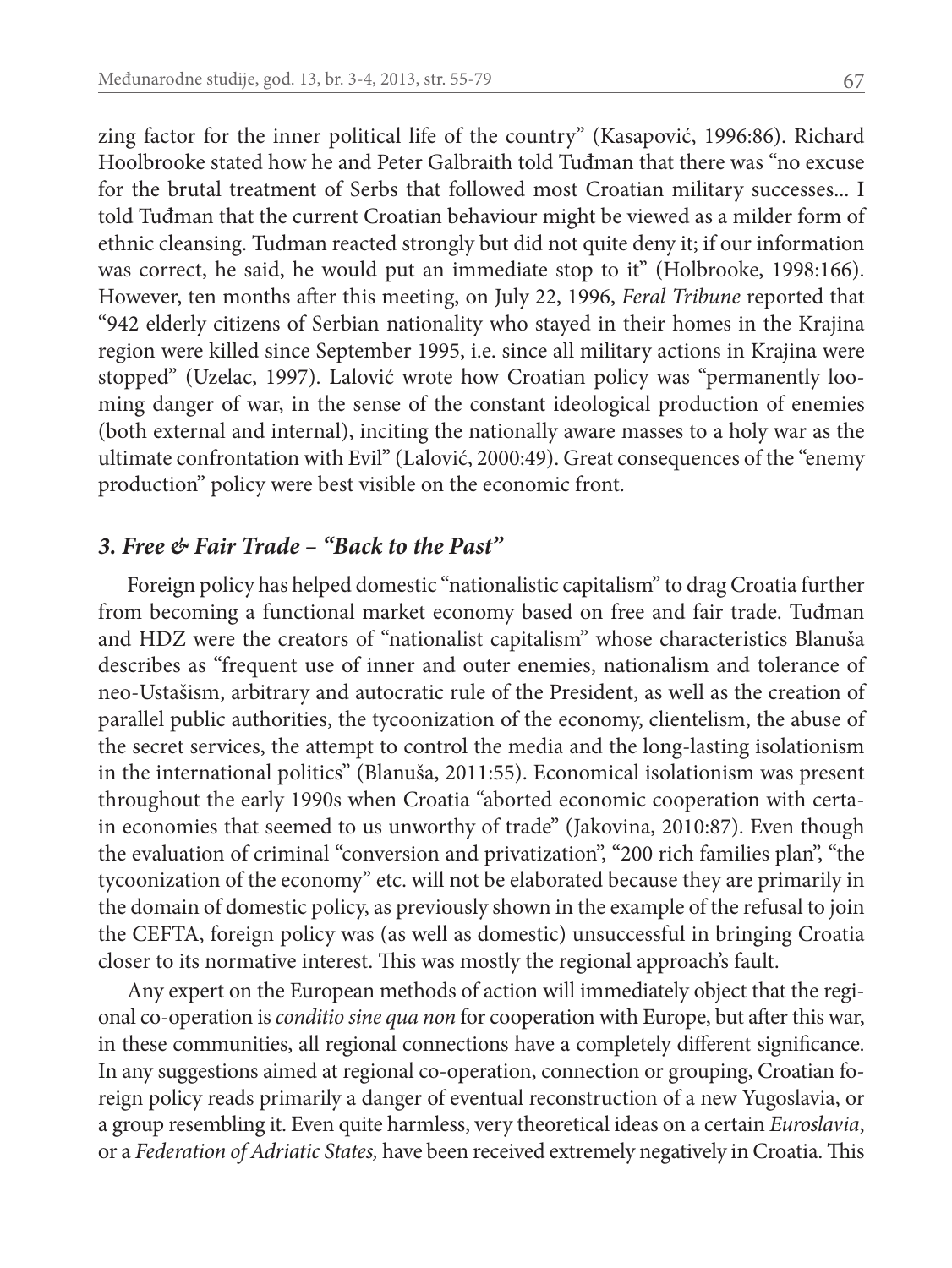zing factor for the inner political life of the country" (Kasapović, 1996:86). Richard Hoolbrooke stated how he and Peter Galbraith told Tuđman that there was "no excuse for the brutal treatment of Serbs that followed most Croatian military successes... I told Tuđman that the current Croatian behaviour might be viewed as a milder form of ethnic cleansing. Tuđman reacted strongly but did not quite deny it; if our information was correct, he said, he would put an immediate stop to it" (Holbrooke, 1998:166). However, ten months after this meeting, on July 22, 1996, *Feral Tribune* reported that "942 elderly citizens of Serbian nationality who stayed in their homes in the Krajina region were killed since September 1995, i.e. since all military actions in Krajina were stopped" (Uzelac, 1997). Lalović wrote how Croatian policy was "permanently looming danger of war, in the sense of the constant ideological production of enemies (both external and internal), inciting the nationally aware masses to a holy war as the ultimate confrontation with Evil" (Lalović, 2000:49). Great consequences of the "enemy production" policy were best visible on the economic front.

### *3. Free & Fair Trade – "Back to the Past"*

Foreign policy has helped domestic "nationalistic capitalism" to drag Croatia further from becoming a functional market economy based on free and fair trade. Tuđman and HDZ were the creators of "nationalist capitalism" whose characteristics Blanuša describes as "frequent use of inner and outer enemies, nationalism and tolerance of neo-Ustašism, arbitrary and autocratic rule of the President, as well as the creation of parallel public authorities, the tycoonization of the economy, clientelism, the abuse of the secret services, the attempt to control the media and the long-lasting isolationism in the international politics" (Blanuša, 2011:55). Economical isolationism was present throughout the early 1990s when Croatia "aborted economic cooperation with certain economies that seemed to us unworthy of trade" (Jakovina, 2010:87). Even though the evaluation of criminal "conversion and privatization", "200 rich families plan", "the tycoonization of the economy" etc. will not be elaborated because they are primarily in the domain of domestic policy, as previously shown in the example of the refusal to join the CEFTA, foreign policy was (as well as domestic) unsuccessful in bringing Croatia closer to its normative interest. This was mostly the regional approach's fault.

Any expert on the European methods of action will immediately object that the regional co-operation is *conditio sine qua non* for cooperation with Europe, but after this war, in these communities, all regional connections have a completely different significance. In any suggestions aimed at regional co-operation, connection or grouping, Croatian foreign policy reads primarily a danger of eventual reconstruction of a new Yugoslavia, or a group resembling it. Even quite harmless, very theoretical ideas on a certain *Euroslavia*, or a *Federation of Adriatic States,* have been received extremely negatively in Croatia. This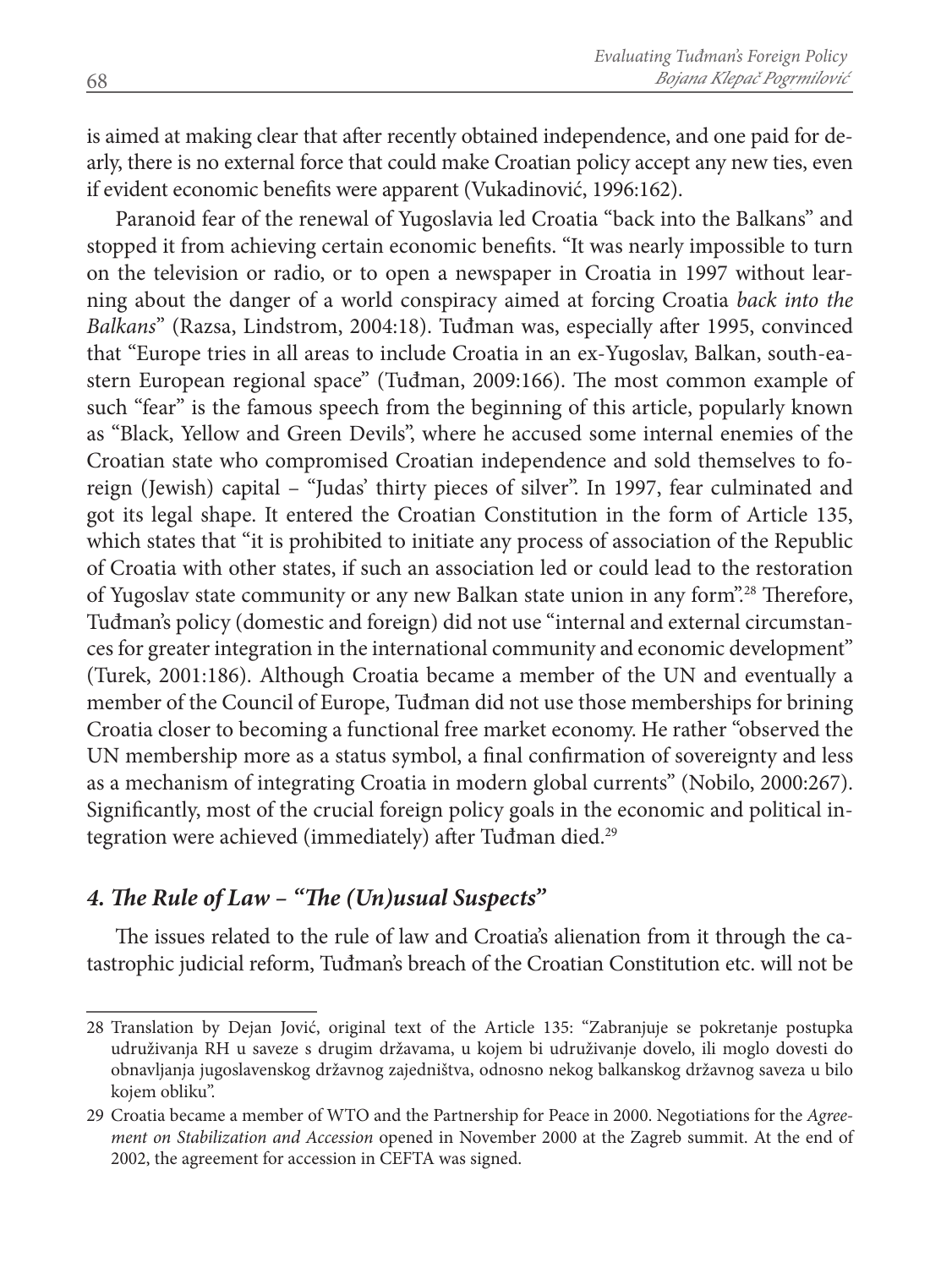is aimed at making clear that after recently obtained independence, and one paid for dearly, there is no external force that could make Croatian policy accept any new ties, even if evident economic benefits were apparent (Vukadinović, 1996:162).

Paranoid fear of the renewal of Yugoslavia led Croatia "back into the Balkans" and stopped it from achieving certain economic benefits. "It was nearly impossible to turn on the television or radio, or to open a newspaper in Croatia in 1997 without learning about the danger of a world conspiracy aimed at forcing Croatia *back into the Balkans*" (Razsa, Lindstrom, 2004:18). Tuđman was, especially after 1995, convinced that "Europe tries in all areas to include Croatia in an ex-Yugoslav, Balkan, south-eastern European regional space" (Tuđman, 2009:166). The most common example of such "fear" is the famous speech from the beginning of this article, popularly known as "Black, Yellow and Green Devils", where he accused some internal enemies of the Croatian state who compromised Croatian independence and sold themselves to foreign (Jewish) capital – "Judas' thirty pieces of silver". In 1997, fear culminated and got its legal shape. It entered the Croatian Constitution in the form of Article 135, which states that "it is prohibited to initiate any process of association of the Republic of Croatia with other states, if such an association led or could lead to the restoration of Yugoslav state community or any new Balkan state union in any form".[28] Therefore, Tuđman's policy (domestic and foreign) did not use "internal and external circumstances for greater integration in the international community and economic development" (Turek, 2001:186). Although Croatia became a member of the UN and eventually a member of the Council of Europe, Tuđman did not use those memberships for brining Croatia closer to becoming a functional free market economy. He rather "observed the UN membership more as a status symbol, a final confirmation of sovereignty and less as a mechanism of integrating Croatia in modern global currents" (Nobilo, 2000:267). Significantly, most of the crucial foreign policy goals in the economic and political integration were achieved (immediately) after Tuđman died.[29]

### *4. The Rule of Law – "The (Un)usual Suspects"*

The issues related to the rule of law and Croatia's alienation from it through the catastrophic judicial reform, Tuđman's breach of the Croatian Constitution etc. will not be

---

28 Translation by Dejan Jović, original text of the Article 135: "Zabranjuje se pokretanje postupka udruživanja RH u saveze s drugim državama, u kojem bi udruživanje dovelo, ili moglo dovesti do obnavljanja jugoslavenskog državnog zajedništva, odnosno nekog balkanskog državnog saveza u bilo kojem obliku".

29 Croatia became a member of WTO and the Partnership for Peace in 2000. Negotiations for the *Agreement on Stabilization and Accession* opened in November 2000 at the Zagreb summit. At the end of 2002, the agreement for accession in CEFTA was signed.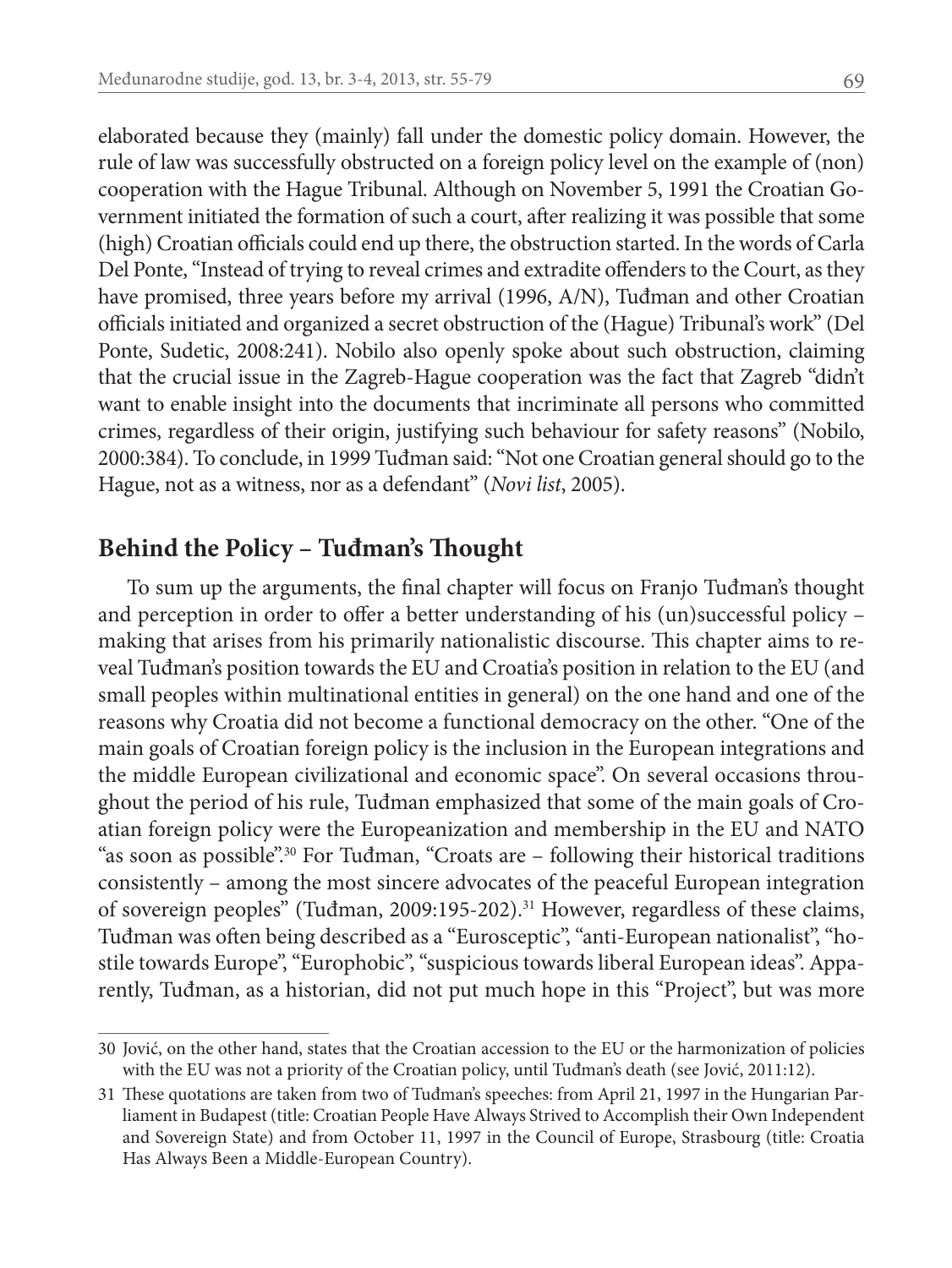elaborated because they (mainly) fall under the domestic policy domain. However, the rule of law was successfully obstructed on a foreign policy level on the example of (non) cooperation with the Hague Tribunal. Although on November 5, 1991 the Croatian Government initiated the formation of such a court, after realizing it was possible that some (high) Croatian officials could end up there, the obstruction started. In the words of Carla Del Ponte, "Instead of trying to reveal crimes and extradite offenders to the Court, as they have promised, three years before my arrival (1996, A/N), Tuđman and other Croatian officials initiated and organized a secret obstruction of the (Hague) Tribunal's work" (Del Ponte, Sudetic, 2008:241). Nobilo also openly spoke about such obstruction, claiming that the crucial issue in the Zagreb-Hague cooperation was the fact that Zagreb "didn't want to enable insight into the documents that incriminate all persons who committed crimes, regardless of their origin, justifying such behaviour for safety reasons" (Nobilo, 2000:384). To conclude, in 1999 Tuđman said: "Not one Croatian general should go to the Hague, not as a witness, nor as a defendant" (*Novi list*, 2005).

## Behind the Policy – Tuđman's Thought

To sum up the arguments, the final chapter will focus on Franjo Tuđman's thought and perception in order to offer a better understanding of his (un)successful policy – making that arises from his primarily nationalistic discourse. This chapter aims to reveal Tuđman's position towards the EU and Croatia's position in relation to the EU (and small peoples within multinational entities in general) on the one hand and one of the reasons why Croatia did not become a functional democracy on the other. "One of the main goals of Croatian foreign policy is the inclusion in the European integrations and the middle European civilizational and economic space". On several occasions throughout the period of his rule, Tuđman emphasized that some of the main goals of Croatian foreign policy were the Europeanization and membership in the EU and NATO "as soon as possible".[30] For Tuđman, "Croats are – following their historical traditions consistently – among the most sincere advocates of the peaceful European integration of sovereign peoples" (Tuđman, 2009:195-202).[31] However, regardless of these claims, Tuđman was often being described as a "Eurosceptic", "anti-European nationalist", "hostile towards Europe", "Europhobic", "suspicious towards liberal European ideas". Apparently, Tuđman, as a historian, did not put much hope in this "Project", but was more

---

30 Jović, on the other hand, states that the Croatian accession to the EU or the harmonization of policies with the EU was not a priority of the Croatian policy, until Tuđman's death (see Jović, 2011:12).

31 These quotations are taken from two of Tuđman's speeches: from April 21, 1997 in the Hungarian Parliament in Budapest (title: Croatian People Have Always Strived to Accomplish their Own Independent and Sovereign State) and from October 11, 1997 in the Council of Europe, Strasbourg (title: Croatia Has Always Been a Middle-European Country).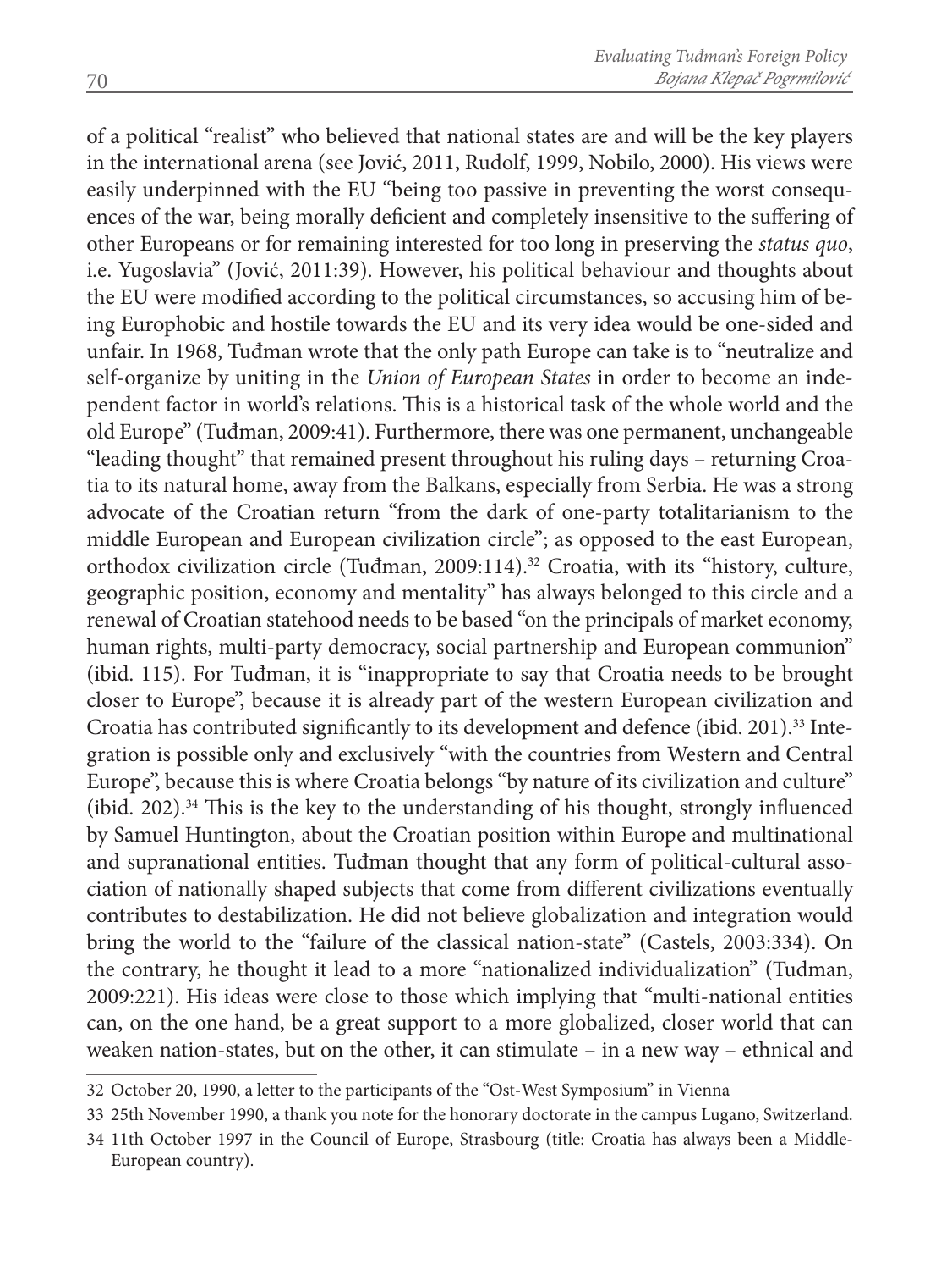of a political "realist" who believed that national states are and will be the key players in the international arena (see Jović, 2011, Rudolf, 1999, Nobilo, 2000). His views were easily underpinned with the EU "being too passive in preventing the worst consequences of the war, being morally deficient and completely insensitive to the suffering of other Europeans or for remaining interested for too long in preserving the *status quo*, i.e. Yugoslavia" (Jović, 2011:39). However, his political behaviour and thoughts about the EU were modified according to the political circumstances, so accusing him of being Europhobic and hostile towards the EU and its very idea would be one-sided and unfair. In 1968, Tuđman wrote that the only path Europe can take is to "neutralize and self-organize by uniting in the *Union of European States* in order to become an independent factor in world's relations. This is a historical task of the whole world and the old Europe" (Tuđman, 2009:41). Furthermore, there was one permanent, unchangeable "leading thought" that remained present throughout his ruling days – returning Croatia to its natural home, away from the Balkans, especially from Serbia. He was a strong advocate of the Croatian return "from the dark of one-party totalitarianism to the middle European and European civilization circle"; as opposed to the east European, orthodox civilization circle (Tuđman, 2009:114).[32] Croatia, with its "history, culture, geographic position, economy and mentality" has always belonged to this circle and a renewal of Croatian statehood needs to be based "on the principals of market economy, human rights, multi-party democracy, social partnership and European communion" (ibid. 115). For Tuđman, it is "inappropriate to say that Croatia needs to be brought closer to Europe", because it is already part of the western European civilization and Croatia has contributed significantly to its development and defence (ibid. 201).[33] Integration is possible only and exclusively "with the countries from Western and Central Europe", because this is where Croatia belongs "by nature of its civilization and culture" (ibid. 202).[34] This is the key to the understanding of his thought, strongly influenced by Samuel Huntington, about the Croatian position within Europe and multinational and supranational entities. Tuđman thought that any form of political-cultural association of nationally shaped subjects that come from different civilizations eventually contributes to destabilization. He did not believe globalization and integration would bring the world to the "failure of the classical nation-state" (Castels, 2003:334). On the contrary, he thought it lead to a more "nationalized individualization" (Tuđman, 2009:221). His ideas were close to those which implying that "multi-national entities can, on the one hand, be a great support to a more globalized, closer world that can weaken nation-states, but on the other, it can stimulate – in a new way – ethnical and

---

32 October 20, 1990, a letter to the participants of the "Ost-West Symposium" in Vienna

33 25th November 1990, a thank you note for the honorary doctorate in the campus Lugano, Switzerland.

34 11th October 1997 in the Council of Europe, Strasbourg (title: Croatia has always been a Middle-European country).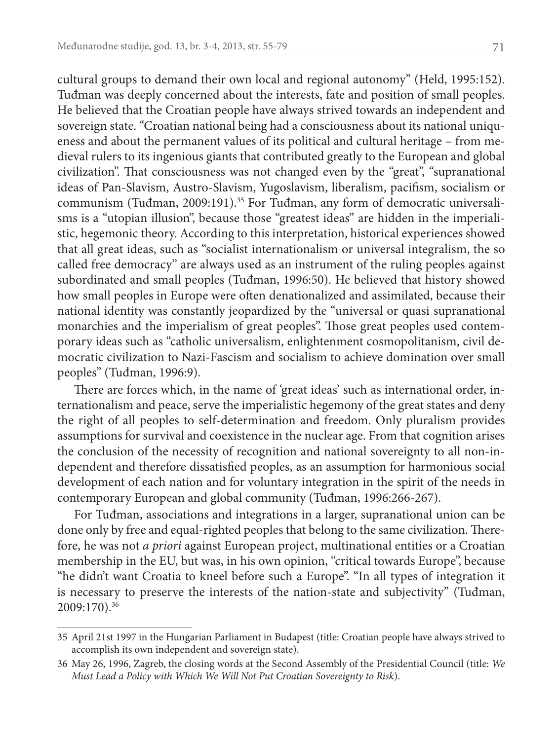cultural groups to demand their own local and regional autonomy" (Held, 1995:152). Tuđman was deeply concerned about the interests, fate and position of small peoples. He believed that the Croatian people have always strived towards an independent and sovereign state. "Croatian national being had a consciousness about its national uniqueness and about the permanent values of its political and cultural heritage – from medieval rulers to its ingenious giants that contributed greatly to the European and global civilization". That consciousness was not changed even by the "great", "supranational ideas of Pan-Slavism, Austro-Slavism, Yugoslavism, liberalism, pacifism, socialism or communism (Tuđman, 2009:191).[35] For Tuđman, any form of democratic universalisms is a "utopian illusion", because those "greatest ideas" are hidden in the imperialistic, hegemonic theory. According to this interpretation, historical experiences showed that all great ideas, such as "socialist internationalism or universal integralism, the so called free democracy" are always used as an instrument of the ruling peoples against subordinated and small peoples (Tuđman, 1996:50). He believed that history showed how small peoples in Europe were often denationalized and assimilated, because their national identity was constantly jeopardized by the "universal or quasi supranational monarchies and the imperialism of great peoples". Those great peoples used contemporary ideas such as "catholic universalism, enlightenment cosmopolitanism, civil democratic civilization to Nazi-Fascism and socialism to achieve domination over small peoples" (Tuđman, 1996:9).

There are forces which, in the name of 'great ideas' such as international order, internationalism and peace, serve the imperialistic hegemony of the great states and deny the right of all peoples to self-determination and freedom. Only pluralism provides assumptions for survival and coexistence in the nuclear age. From that cognition arises the conclusion of the necessity of recognition and national sovereignty to all non-independent and therefore dissatisfied peoples, as an assumption for harmonious social development of each nation and for voluntary integration in the spirit of the needs in contemporary European and global community (Tuđman, 1996:266-267).

For Tuđman, associations and integrations in a larger, supranational union can be done only by free and equal-righted peoples that belong to the same civilization. Therefore, he was not *a priori* against European project, multinational entities or a Croatian membership in the EU, but was, in his own opinion, "critical towards Europe", because "he didn't want Croatia to kneel before such a Europe". "In all types of integration it is necessary to preserve the interests of the nation-state and subjectivity" (Tuđman, 2009:170).[36]

---

35 April 21st 1997 in the Hungarian Parliament in Budapest (title: Croatian people have always strived to accomplish its own independent and sovereign state).

36 May 26, 1996, Zagreb, the closing words at the Second Assembly of the Presidential Council (title: *We Must Lead a Policy with Which We Will Not Put Croatian Sovereignty to Risk*).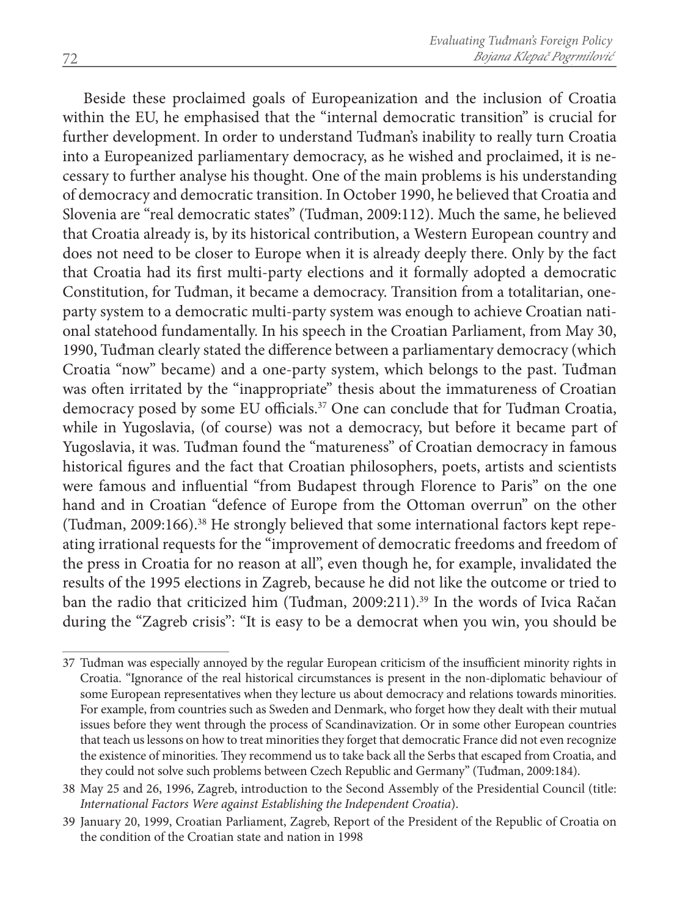Beside these proclaimed goals of Europeanization and the inclusion of Croatia within the EU, he emphasised that the "internal democratic transition" is crucial for further development. In order to understand Tuđman's inability to really turn Croatia into a Europeanized parliamentary democracy, as he wished and proclaimed, it is necessary to further analyse his thought. One of the main problems is his understanding of democracy and democratic transition. In October 1990, he believed that Croatia and Slovenia are "real democratic states" (Tuđman, 2009:112). Much the same, he believed that Croatia already is, by its historical contribution, a Western European country and does not need to be closer to Europe when it is already deeply there. Only by the fact that Croatia had its first multi-party elections and it formally adopted a democratic Constitution, for Tuđman, it became a democracy. Transition from a totalitarian, one-party system to a democratic multi-party system was enough to achieve Croatian national statehood fundamentally. In his speech in the Croatian Parliament, from May 30, 1990, Tuđman clearly stated the difference between a parliamentary democracy (which Croatia "now" became) and a one-party system, which belongs to the past. Tuđman was often irritated by the "inappropriate" thesis about the immatureness of Croatian democracy posed by some EU officials.[37] One can conclude that for Tuđman Croatia, while in Yugoslavia, (of course) was not a democracy, but before it became part of Yugoslavia, it was. Tuđman found the "matureness" of Croatian democracy in famous historical figures and the fact that Croatian philosophers, poets, artists and scientists were famous and influential "from Budapest through Florence to Paris" on the one hand and in Croatian "defence of Europe from the Ottoman overrun" on the other (Tuđman, 2009:166).[38] He strongly believed that some international factors kept repeating irrational requests for the "improvement of democratic freedoms and freedom of the press in Croatia for no reason at all", even though he, for example, invalidated the results of the 1995 elections in Zagreb, because he did not like the outcome or tried to ban the radio that criticized him (Tuđman, 2009:211).[39] In the words of Ivica Račan during the "Zagreb crisis": "It is easy to be a democrat when you win, you should be

---

37 Tuđman was especially annoyed by the regular European criticism of the insufficient minority rights in Croatia. "Ignorance of the real historical circumstances is present in the non-diplomatic behaviour of some European representatives when they lecture us about democracy and relations towards minorities. For example, from countries such as Sweden and Denmark, who forget how they dealt with their mutual issues before they went through the process of Scandinavization. Or in some other European countries that teach us lessons on how to treat minorities they forget that democratic France did not even recognize the existence of minorities. They recommend us to take back all the Serbs that escaped from Croatia, and they could not solve such problems between Czech Republic and Germany" (Tuđman, 2009:184).

38 May 25 and 26, 1996, Zagreb, introduction to the Second Assembly of the Presidential Council (title: *International Factors Were against Establishing the Independent Croatia*).

39 January 20, 1999, Croatian Parliament, Zagreb, Report of the President of the Republic of Croatia on the condition of the Croatian state and nation in 1998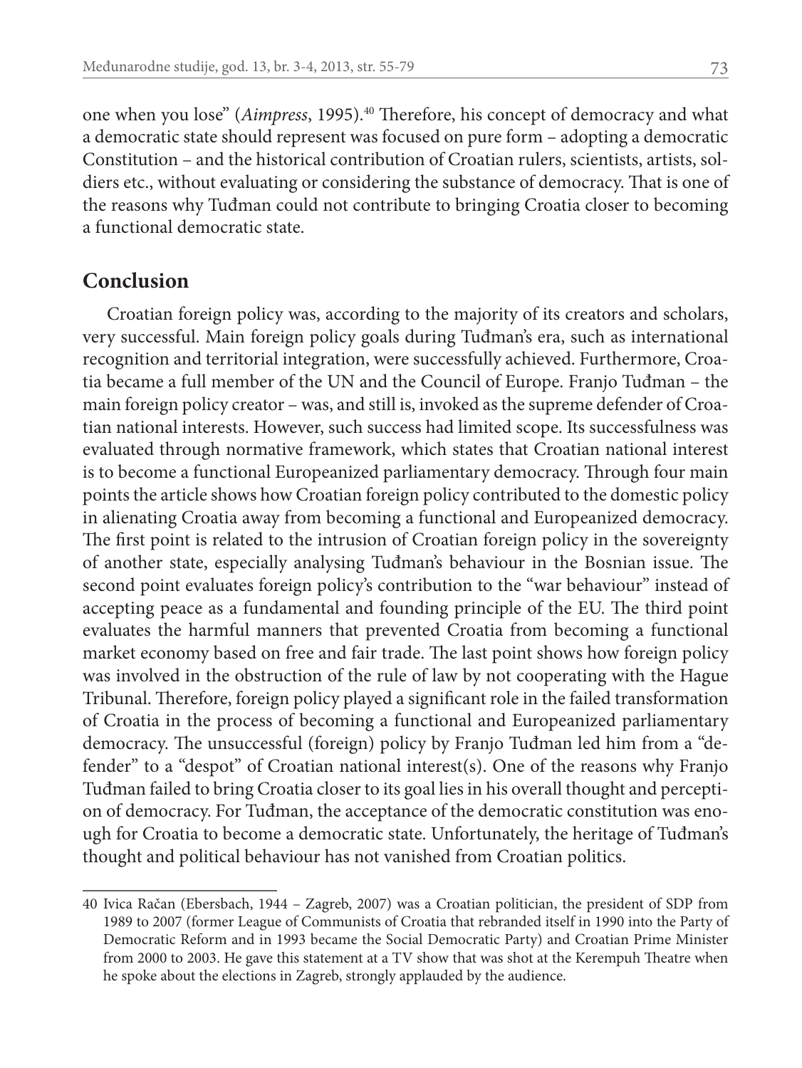one when you lose" (*Aimpress*, 1995).[40] Therefore, his concept of democracy and what a democratic state should represent was focused on pure form – adopting a democratic Constitution – and the historical contribution of Croatian rulers, scientists, artists, soldiers etc., without evaluating or considering the substance of democracy. That is one of the reasons why Tuđman could not contribute to bringing Croatia closer to becoming a functional democratic state.

## Conclusion

Croatian foreign policy was, according to the majority of its creators and scholars, very successful. Main foreign policy goals during Tuđman's era, such as international recognition and territorial integration, were successfully achieved. Furthermore, Croatia became a full member of the UN and the Council of Europe. Franjo Tuđman – the main foreign policy creator – was, and still is, invoked as the supreme defender of Croatian national interests. However, such success had limited scope. Its successfulness was evaluated through normative framework, which states that Croatian national interest is to become a functional Europeanized parliamentary democracy. Through four main points the article shows how Croatian foreign policy contributed to the domestic policy in alienating Croatia away from becoming a functional and Europeanized democracy. The first point is related to the intrusion of Croatian foreign policy in the sovereignty of another state, especially analysing Tuđman's behaviour in the Bosnian issue. The second point evaluates foreign policy's contribution to the "war behaviour" instead of accepting peace as a fundamental and founding principle of the EU. The third point evaluates the harmful manners that prevented Croatia from becoming a functional market economy based on free and fair trade. The last point shows how foreign policy was involved in the obstruction of the rule of law by not cooperating with the Hague Tribunal. Therefore, foreign policy played a significant role in the failed transformation of Croatia in the process of becoming a functional and Europeanized parliamentary democracy. The unsuccessful (foreign) policy by Franjo Tuđman led him from a "defender" to a "despot" of Croatian national interest(s). One of the reasons why Franjo Tuđman failed to bring Croatia closer to its goal lies in his overall thought and perception of democracy. For Tuđman, the acceptance of the democratic constitution was enough for Croatia to become a democratic state. Unfortunately, the heritage of Tuđman's thought and political behaviour has not vanished from Croatian politics.

---

40 Ivica Račan (Ebersbach, 1944 – Zagreb, 2007) was a Croatian politician, the president of SDP from 1989 to 2007 (former League of Communists of Croatia that rebranded itself in 1990 into the Party of Democratic Reform and in 1993 became the Social Democratic Party) and Croatian Prime Minister from 2000 to 2003. He gave this statement at a TV show that was shot at the Kerempuh Theatre when he spoke about the elections in Zagreb, strongly applauded by the audience.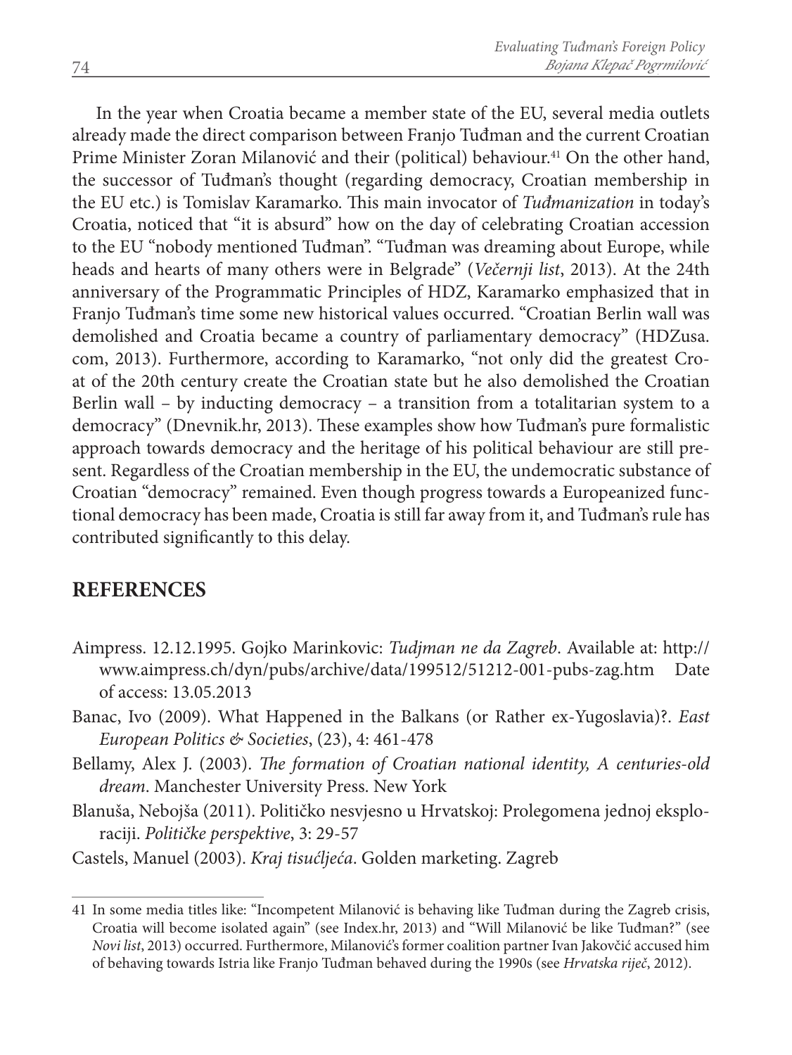In the year when Croatia became a member state of the EU, several media outlets already made the direct comparison between Franjo Tuđman and the current Croatian Prime Minister Zoran Milanović and their (political) behaviour.[41] On the other hand, the successor of Tuđman's thought (regarding democracy, Croatian membership in the EU etc.) is Tomislav Karamarko. This main invocator of *Tuđmanization* in today's Croatia, noticed that "it is absurd" how on the day of celebrating Croatian accession to the EU "nobody mentioned Tuđman". "Tuđman was dreaming about Europe, while heads and hearts of many others were in Belgrade" (*Večernji list*, 2013). At the 24th anniversary of the Programmatic Principles of HDZ, Karamarko emphasized that in Franjo Tuđman's time some new historical values occurred. "Croatian Berlin wall was demolished and Croatia became a country of parliamentary democracy" (HDZusa.com, 2013). Furthermore, according to Karamarko, "not only did the greatest Croat of the 20th century create the Croatian state but he also demolished the Croatian Berlin wall – by inducting democracy – a transition from a totalitarian system to a democracy" (Dnevnik.hr, 2013). These examples show how Tuđman's pure formalistic approach towards democracy and the heritage of his political behaviour are still present. Regardless of the Croatian membership in the EU, the undemocratic substance of Croatian "democracy" remained. Even though progress towards a Europeanized functional democracy has been made, Croatia is still far away from it, and Tuđman's rule has contributed significantly to this delay.

## REFERENCES

Aimpress. 12.12.1995. Gojko Marinkovic: *Tudjman ne da Zagreb*. Available at: http://www.aimpress.ch/dyn/pubs/archive/data/199512/51212-001-pubs-zag.htm Date of access: 13.05.2013

Banac, Ivo (2009). What Happened in the Balkans (or Rather ex-Yugoslavia)?. *East European Politics & Societies*, (23), 4: 461-478

Bellamy, Alex J. (2003). *The formation of Croatian national identity, A centuries-old dream*. Manchester University Press. New York

Blanuša, Nebojša (2011). Političko nesvjesno u Hrvatskoj: Prolegomena jednoj eksploraciji. *Političke perspektive*, 3: 29-57

Castels, Manuel (2003). *Kraj tisućljeća*. Golden marketing. Zagreb

---

41 In some media titles like: "Incompetent Milanović is behaving like Tuđman during the Zagreb crisis, Croatia will become isolated again" (see Index.hr, 2013) and "Will Milanović be like Tuđman?" (see *Novi list*, 2013) occurred. Furthermore, Milanović's former coalition partner Ivan Jakovčić accused him of behaving towards Istria like Franjo Tuđman behaved during the 1990s (see *Hrvatska riječ*, 2012).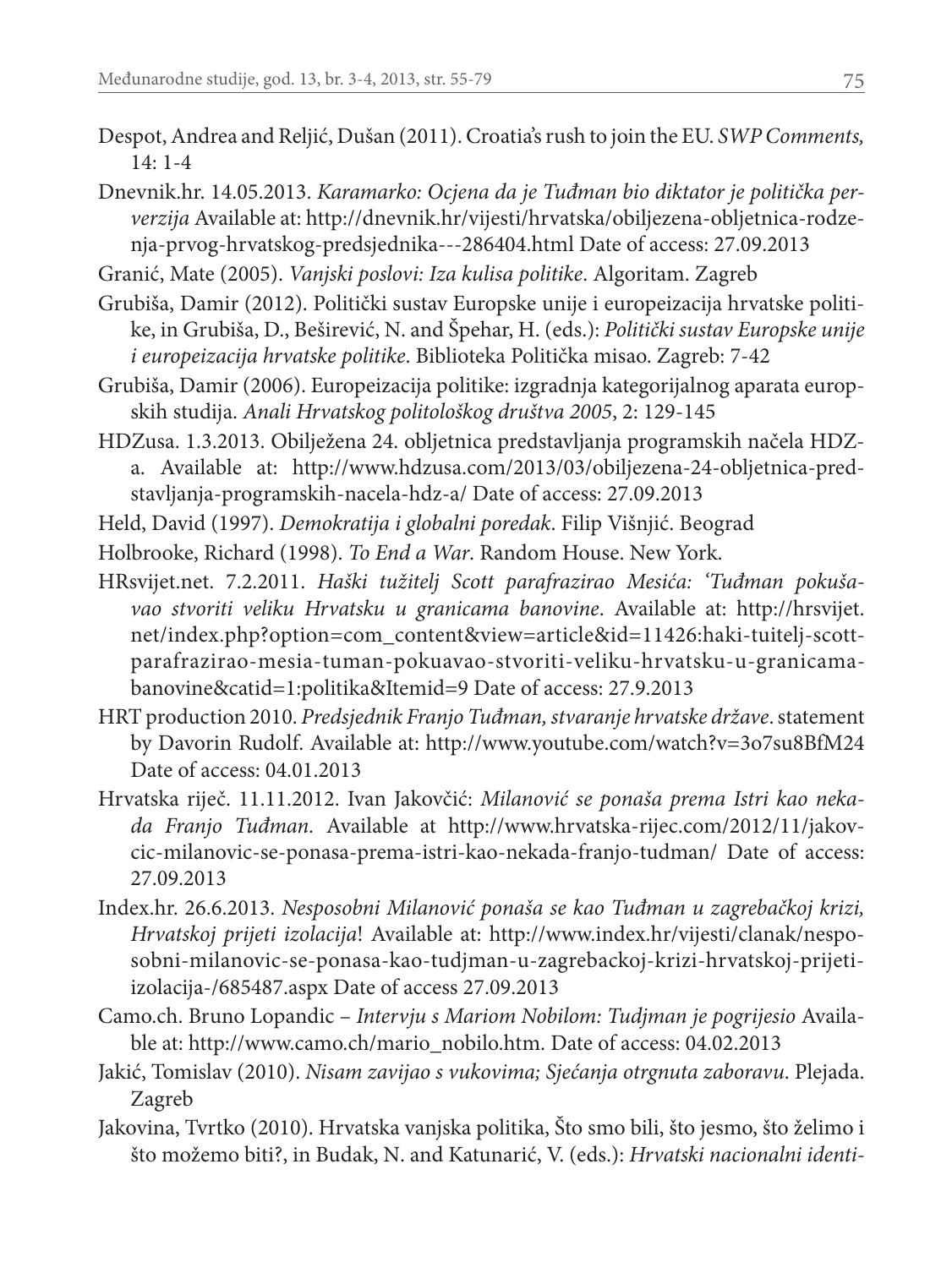Despot, Andrea and Reljić, Dušan (2011). Croatia's rush to join the EU. *SWP Comments,* 14: 1-4

Dnevnik.hr. 14.05.2013. *Karamarko: Ocjena da je Tuđman bio diktator je politička perverzija* Available at: http://dnevnik.hr/vijesti/hrvatska/obiljezena-obljetnica-rodzenja-prvog-hrvatskog-predsjednika---286404.html Date of access: 27.09.2013

Granić, Mate (2005). *Vanjski poslovi: Iza kulisa politike*. Algoritam. Zagreb

Grubiša, Damir (2012). Politički sustav Europske unije i europeizacija hrvatske politike, in Grubiša, D., Beširević, N. and Špehar, H. (eds.): *Politički sustav Europske unije i europeizacija hrvatske politike*. Biblioteka Politička misao. Zagreb: 7-42

Grubiša, Damir (2006). Europeizacija politike: izgradnja kategorijalnog aparata europskih studija. *Anali Hrvatskog politološkog društva 2005*, 2: 129-145

HDZusa. 1.3.2013. Obilježena 24. obljetnica predstavljanja programskih načela HDZ-a. Available at: http://www.hdzusa.com/2013/03/obiljezena-24-obljetnica-predstavljanja-programskih-nacela-hdz-a/ Date of access: 27.09.2013

Held, David (1997). *Demokratija i globalni poredak*. Filip Višnjić. Beograd

Holbrooke, Richard (1998). *To End a War*. Random House. New York.

HRsvijet.net. 7.2.2011. *Haški tužitelj Scott parafrazirao Mesića: 'Tuđman pokušavao stvoriti veliku Hrvatsku u granicama banovine*. Available at: http://hrsvijet.net/index.php?option=com_content&view=article&id=11426:haki-tuitelj-scott-parafrazirao-mesia-tuman-pokuavao-stvoriti-veliku-hrvatsku-u-granicama-banovine&catid=1:politika&Itemid=9 Date of access: 27.9.2013

HRT production 2010. *Predsjednik Franjo Tuđman, stvaranje hrvatske države*. statement by Davorin Rudolf. Available at: http://www.youtube.com/watch?v=3o7su8BfM24 Date of access: 04.01.2013

Hrvatska riječ. 11.11.2012. Ivan Jakovčić: *Milanović se ponaša prema Istri kao nekada Franjo Tuđman.* Available at http://www.hrvatska-rijec.com/2012/11/jakovcic-milanovic-se-ponasa-prema-istri-kao-nekada-franjo-tudman/ Date of access: 27.09.2013

Index.hr. 26.6.2013. *Nesposobni Milanović ponaša se kao Tuđman u zagrebačkoj krizi, Hrvatskoj prijeti izolacija*! Available at: http://www.index.hr/vijesti/clanak/nesposobni-milanovic-se-ponasa-kao-tudjman-u-zagrebackoj-krizi-hrvatskoj-prijeti-izolacija-/685487.aspx Date of access 27.09.2013

Camo.ch. Bruno Lopandic – *Intervju s Mariom Nobilom: Tudjman je pogrijesio* Available at: http://www.camo.ch/mario_nobilo.htm. Date of access: 04.02.2013

Jakić, Tomislav (2010). *Nisam zavijao s vukovima; Sjećanja otrgnuta zaboravu*. Plejada. Zagreb

Jakovina, Tvrtko (2010). Hrvatska vanjska politika, Što smo bili, što jesmo, što želimo i što možemo biti?, in Budak, N. and Katunarić, V. (eds.): *Hrvatski nacionalni identi-*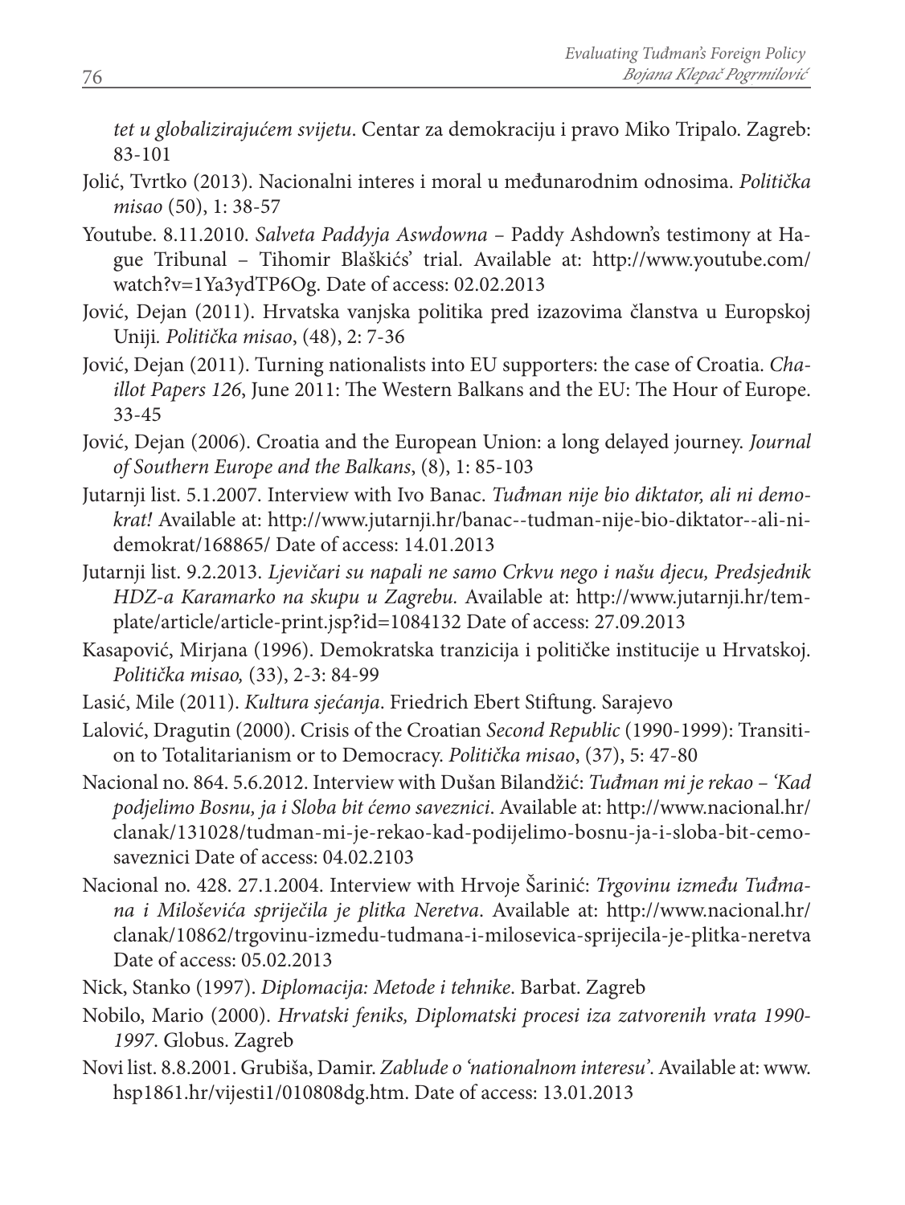*tet u globalizirajućem svijetu*. Centar za demokraciju i pravo Miko Tripalo. Zagreb: 83-101

Jolić, Tvrtko (2013). Nacionalni interes i moral u međunarodnim odnosima. *Politička misao* (50), 1: 38-57

Youtube. 8.11.2010. *Salveta Paddyja Aswdowna* – Paddy Ashdown's testimony at Hague Tribunal – Tihomir Blaškićs' trial. Available at: http://www.youtube.com/watch?v=1Ya3ydTP6Og. Date of access: 02.02.2013

Jović, Dejan (2011). Hrvatska vanjska politika pred izazovima članstva u Europskoj Uniji. *Politička misao*, (48), 2: 7-36

Jović, Dejan (2011). Turning nationalists into EU supporters: the case of Croatia. *Chaillot Papers 126*, June 2011: The Western Balkans and the EU: The Hour of Europe. 33-45

Jović, Dejan (2006). Croatia and the European Union: a long delayed journey. *Journal of Southern Europe and the Balkans*, (8), 1: 85-103

Jutarnji list. 5.1.2007. Interview with Ivo Banac. *Tuđman nije bio diktator, ali ni demokrat!* Available at: http://www.jutarnji.hr/banac--tudman-nije-bio-diktator--ali-ni-demokrat/168865/ Date of access: 14.01.2013

Jutarnji list. 9.2.2013. *Ljevičari su napali ne samo Crkvu nego i našu djecu, Predsjednik HDZ-a Karamarko na skupu u Zagrebu.* Available at: http://www.jutarnji.hr/template/article/article-print.jsp?id=1084132 Date of access: 27.09.2013

Kasapović, Mirjana (1996). Demokratska tranzicija i političke institucije u Hrvatskoj. *Politička misao,* (33), 2-3: 84-99

Lasić, Mile (2011). *Kultura sjećanja*. Friedrich Ebert Stiftung. Sarajevo

Lalović, Dragutin (2000). Crisis of the Croatian *Second Republic* (1990-1999): Transition to Totalitarianism or to Democracy. *Politička misao*, (37), 5: 47-80

Nacional no. 864. 5.6.2012. Interview with Dušan Bilandžić: *Tuđman mi je rekao – 'Kad podjelimo Bosnu, ja i Sloba bit ćemo saveznici*. Available at: http://www.nacional.hr/clanak/131028/tudman-mi-je-rekao-kad-podijelimo-bosnu-ja-i-sloba-bit-cemo-saveznici Date of access: 04.02.2103

Nacional no. 428. 27.1.2004. Interview with Hrvoje Šarinić: *Trgovinu između Tuđmana i Miloševića spriječila je plitka Neretva*. Available at: http://www.nacional.hr/clanak/10862/trgovinu-izmedu-tudmana-i-milosevica-sprijecila-je-plitka-neretva Date of access: 05.02.2013

Nick, Stanko (1997). *Diplomacija: Metode i tehnike*. Barbat. Zagreb

Nobilo, Mario (2000). *Hrvatski feniks, Diplomatski procesi iza zatvorenih vrata 1990-1997*. Globus. Zagreb

Novi list. 8.8.2001. Grubiša, Damir. *Zablude o 'nationalnom interesu'*. Available at: www.hsp1861.hr/vijesti1/010808dg.htm. Date of access: 13.01.2013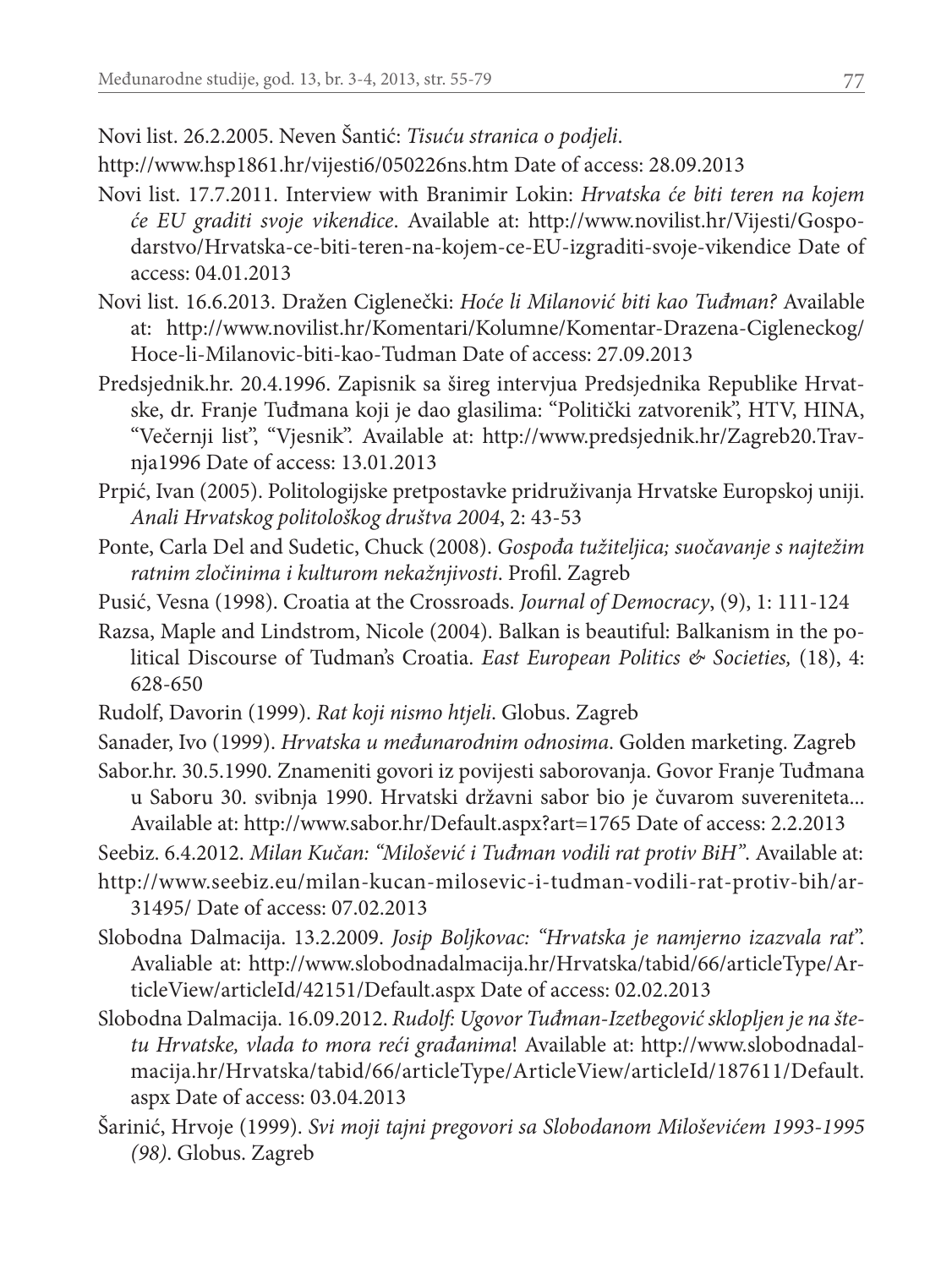Novi list. 26.2.2005. Neven Šantić: *Tisuću stranica o podjeli*.

http://www.hsp1861.hr/vijesti6/050226ns.htm Date of access: 28.09.2013

Novi list. 17.7.2011. Interview with Branimir Lokin: *Hrvatska će biti teren na kojem će EU graditi svoje vikendice*. Available at: http://www.novilist.hr/Vijesti/Gospodarstvo/Hrvatska-ce-biti-teren-na-kojem-ce-EU-izgraditi-svoje-vikendice Date of access: 04.01.2013

Novi list. 16.6.2013. Dražen Ciglenečki: *Hoće li Milanović biti kao Tuđman?* Available at: http://www.novilist.hr/Komentari/Kolumne/Komentar-Drazena-Cigleneckog/Hoce-li-Milanovic-biti-kao-Tudman Date of access: 27.09.2013

Predsjednik.hr. 20.4.1996. Zapisnik sa šireg intervjua Predsjednika Republike Hrvatske, dr. Franje Tuđmana koji je dao glasilima: "Politički zatvorenik", HTV, HINA, "Večernji list", "Vjesnik". Available at: http://www.predsjednik.hr/Zagreb20.Travnja1996 Date of access: 13.01.2013

Prpić, Ivan (2005). Politologijske pretpostavke pridruživanja Hrvatske Europskoj uniji. *Anali Hrvatskog politološkog društva 2004*, 2: 43-53

Ponte, Carla Del and Sudetic, Chuck (2008). *Gospođa tužiteljica; suočavanje s najtežim ratnim zločinima i kulturom nekažnjivosti*. Profil. Zagreb

Pusić, Vesna (1998). Croatia at the Crossroads. *Journal of Democracy*, (9), 1: 111-124

Razsa, Maple and Lindstrom, Nicole (2004). Balkan is beautiful: Balkanism in the political Discourse of Tudman's Croatia. *East European Politics & Societies,* (18), 4: 628-650

Rudolf, Davorin (1999). *Rat koji nismo htjeli*. Globus. Zagreb

Sanader, Ivo (1999). *Hrvatska u međunarodnim odnosima*. Golden marketing. Zagreb

Sabor.hr. 30.5.1990. Znameniti govori iz povijesti saborovanja. Govor Franje Tuđmana u Saboru 30. svibnja 1990. Hrvatski državni sabor bio je čuvarom suvereniteta... Available at: http://www.sabor.hr/Default.aspx?art=1765 Date of access: 2.2.2013

Seebiz. 6.4.2012. *Milan Kučan: "Milošević i Tuđman vodili rat protiv BiH"*. Available at:
http://www.seebiz.eu/milan-kucan-milosevic-i-tudman-vodili-rat-protiv-bih/ar-31495/ Date of access: 07.02.2013

Slobodna Dalmacija. 13.2.2009. *Josip Boljkovac: "Hrvatska je namjerno izazvala rat"*. Avaliable at: http://www.slobodnadalmacija.hr/Hrvatska/tabid/66/articleType/ArticleView/articleId/42151/Default.aspx Date of access: 02.02.2013

Slobodna Dalmacija. 16.09.2012. *Rudolf: Ugovor Tuđman-Izetbegović sklopljen je na štetu Hrvatske, vlada to mora reći građanima*! Available at: http://www.slobodnadalmacija.hr/Hrvatska/tabid/66/articleType/ArticleView/articleId/187611/Default.aspx Date of access: 03.04.2013

Šarinić, Hrvoje (1999). *Svi moji tajni pregovori sa Slobodanom Miloševićem 1993-1995 (98)*. Globus. Zagreb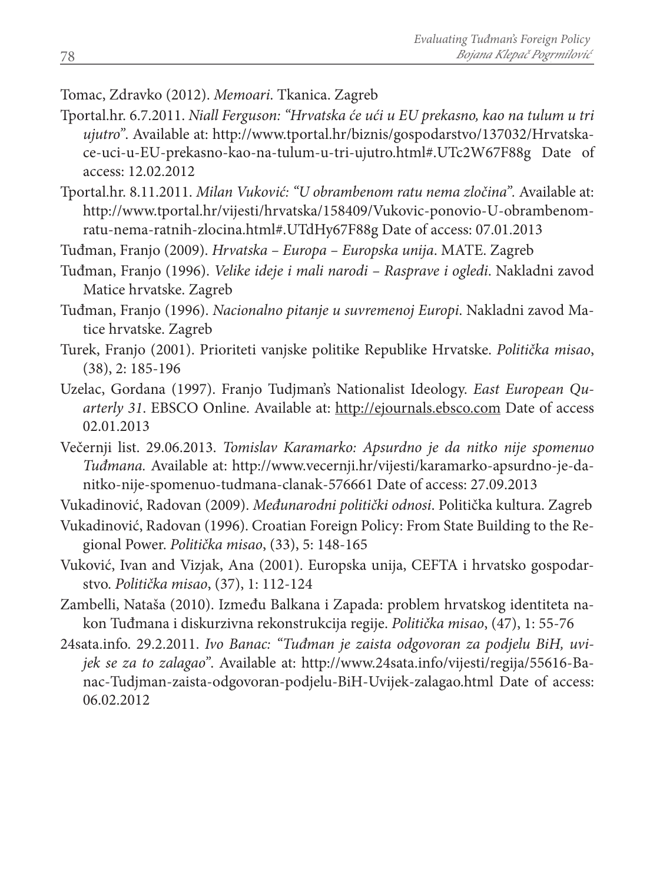Tomac, Zdravko (2012). *Memoari*. Tkanica. Zagreb

Tportal.hr. 6.7.2011. *Niall Ferguson: "Hrvatska će ući u EU prekasno, kao na tulum u tri ujutro"*. Available at: http://www.tportal.hr/biznis/gospodarstvo/137032/Hrvatska-ce-uci-u-EU-prekasno-kao-na-tulum-u-tri-ujutro.html#.UTc2W67F88g Date of access: 12.02.2012

Tportal.hr. 8.11.2011. *Milan Vuković: "U obrambenom ratu nema zločina"*. Available at: http://www.tportal.hr/vijesti/hrvatska/158409/Vukovic-ponovio-U-obrambenom-ratu-nema-ratnih-zlocina.html#.UTdHy67F88g Date of access: 07.01.2013

Tuđman, Franjo (2009). *Hrvatska – Europa – Europska unija*. MATE. Zagreb

Tuđman, Franjo (1996). *Velike ideje i mali narodi – Rasprave i ogledi*. Nakladni zavod Matice hrvatske. Zagreb

Tuđman, Franjo (1996). *Nacionalno pitanje u suvremenoj Europi*. Nakladni zavod Matice hrvatske. Zagreb

Turek, Franjo (2001). Prioriteti vanjske politike Republike Hrvatske. *Politička misao*, (38), 2: 185-196

Uzelac, Gordana (1997). Franjo Tudjman's Nationalist Ideology. *East European Quarterly 31*. EBSCO Online. Available at: http://ejournals.ebsco.com Date of access 02.01.2013

Večernji list. 29.06.2013. *Tomislav Karamarko: Apsurdno je da nitko nije spomenuo Tuđmana.* Available at: http://www.vecernji.hr/vijesti/karamarko-apsurdno-je-da-nitko-nije-spomenuo-tudmana-clanak-576661 Date of access: 27.09.2013

Vukadinović, Radovan (2009). *Međunarodni politički odnosi*. Politička kultura. Zagreb

Vukadinović, Radovan (1996). Croatian Foreign Policy: From State Building to the Regional Power. *Politička misao*, (33), 5: 148-165

Vuković, Ivan and Vizjak, Ana (2001). Europska unija, CEFTA i hrvatsko gospodarstvo. *Politička misao*, (37), 1: 112-124

Zambelli, Nataša (2010). Između Balkana i Zapada: problem hrvatskog identiteta nakon Tuđmana i diskurzivna rekonstrukcija regije. *Politička misao*, (47), 1: 55-76

24sata.info. 29.2.2011. *Ivo Banac: "Tuđman je zaista odgovoran za podjelu BiH, uvijek se za to zalagao"*. Available at: http://www.24sata.info/vijesti/regija/55616-Banac-Tudjman-zaista-odgovoran-podjelu-BiH-Uvijek-zalagao.html Date of access: 06.02.2012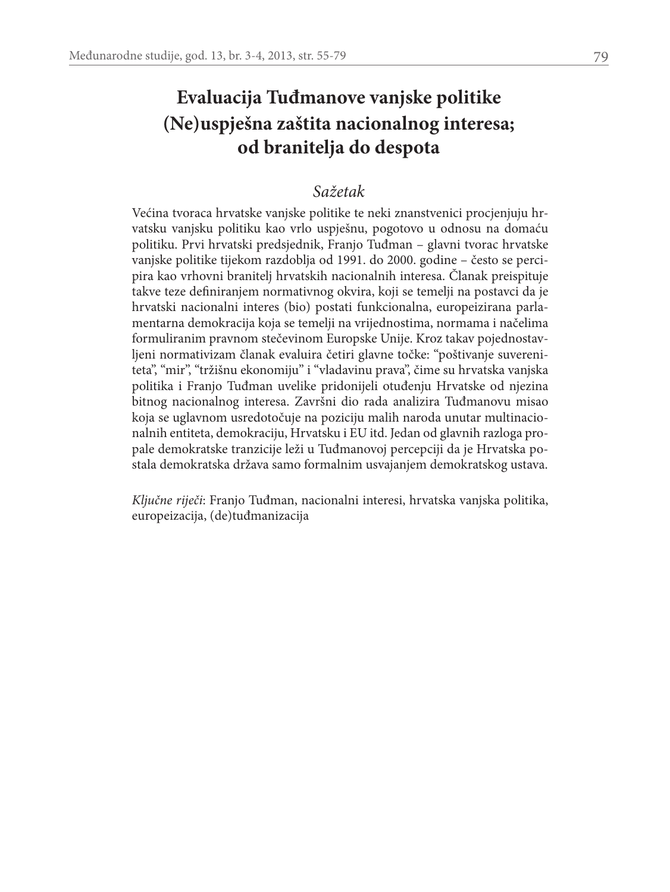# Evaluacija Tuđmanove vanjske politike (Ne)uspješna zaštita nacionalnog interesa; od branitelja do despota

## *Sažetak*

Većina tvoraca hrvatske vanjske politike te neki znanstvenici procjenjuju hrvatsku vanjsku politiku kao vrlo uspješnu, pogotovo u odnosu na domaću politiku. Prvi hrvatski predsjednik, Franjo Tuđman – glavni tvorac hrvatske vanjske politike tijekom razdoblja od 1991. do 2000. godine – često se percipira kao vrhovni branitelj hrvatskih nacionalnih interesa. Članak preispituje takve teze definiranjem normativnog okvira, koji se temelji na postavci da je hrvatski nacionalni interes (bio) postati funkcionalna, europeizirana parlamentarna demokracija koja se temelji na vrijednostima, normama i načelima formuliranim pravnom stečevinom Europske Unije. Kroz takav pojednostavljeni normativizam članak evaluira četiri glavne točke: "poštivanje suvereniteta", "mir", "tržišnu ekonomiju" i "vladavinu prava", čime su hrvatska vanjska politika i Franjo Tuđman uvelike pridonijeli otuđenju Hrvatske od njezina bitnog nacionalnog interesa. Završni dio rada analizira Tuđmanovu misao koja se uglavnom usredotočuje na poziciju malih naroda unutar multinacionalnih entiteta, demokraciju, Hrvatsku i EU itd. Jedan od glavnih razloga propale demokratske tranzicije leži u Tuđmanovoj percepciji da je Hrvatska postala demokratska država samo formalnim usvajanjem demokratskog ustava.

*Ključne riječi*: Franjo Tuđman, nacionalni interesi, hrvatska vanjska politika, europeizacija, (de)tuđmanizacija